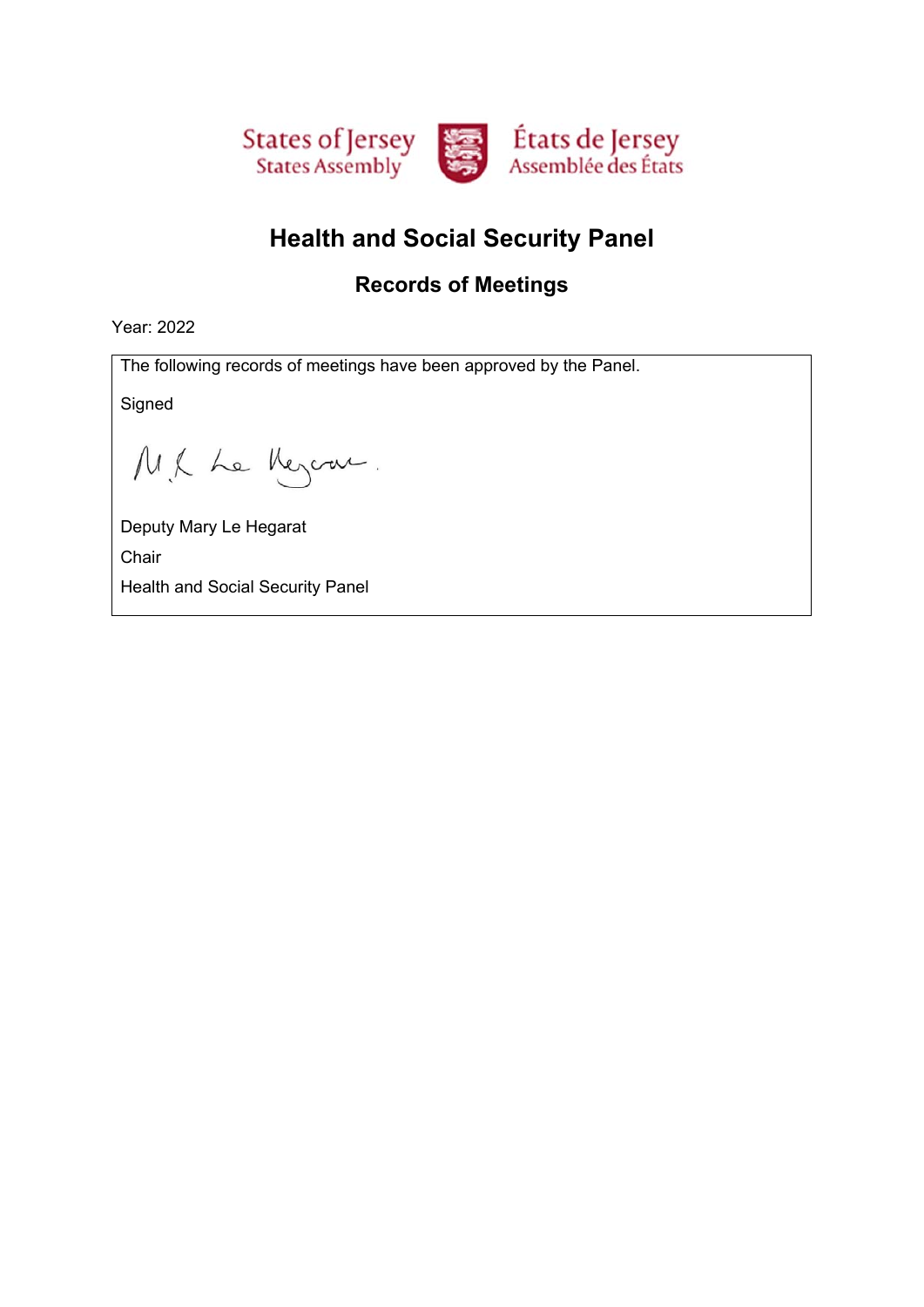States of Jersey
States Assembly

États de Jersey
Assemblée des États

# Health and Social Security Panel

## Records of Meetings

Year: 2022

The following records of meetings have been approved by the Panel.

Signed

Deputy Mary Le Hegarat

Chair

Health and Social Security Panel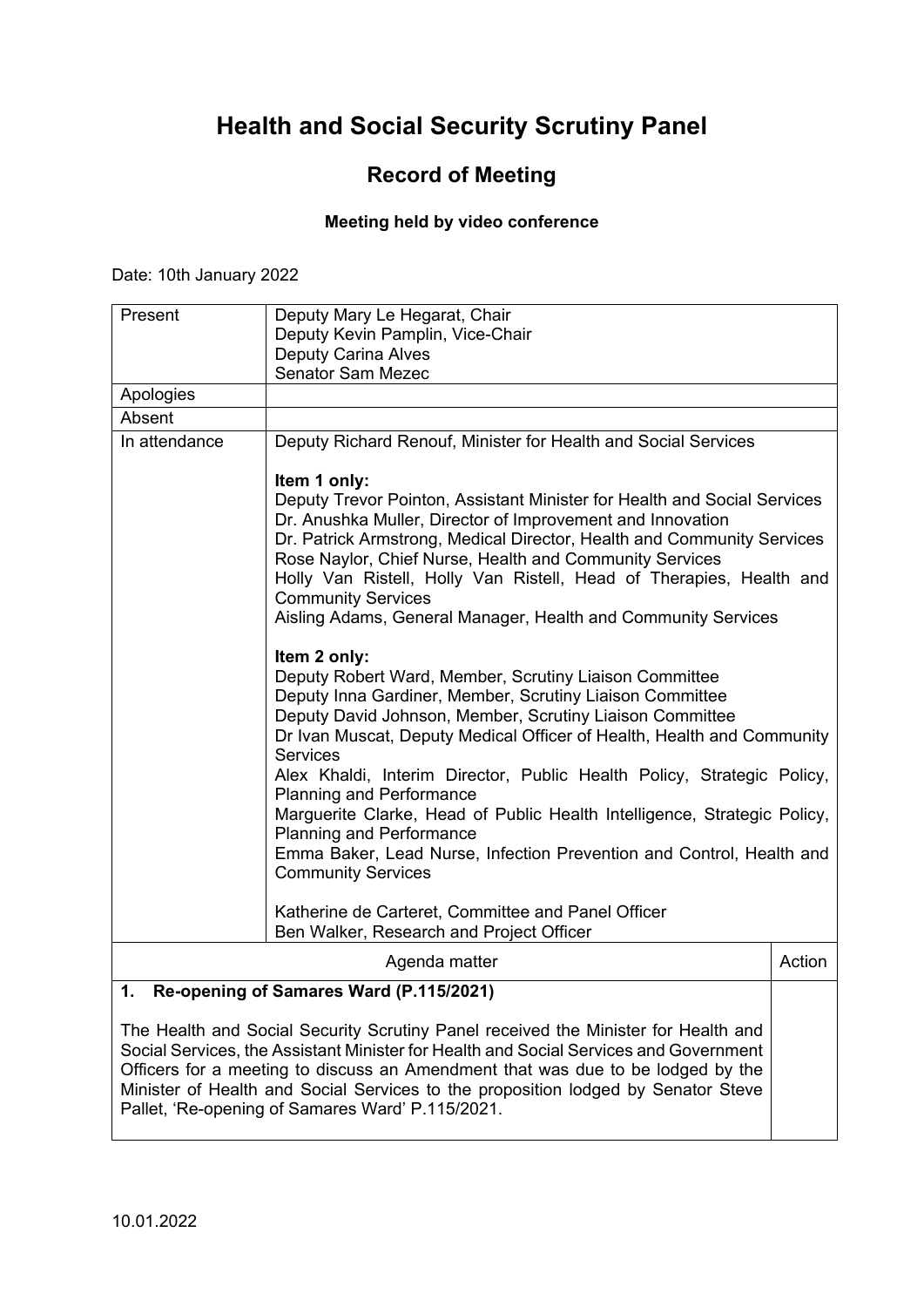# Health and Social Security Scrutiny Panel

## Record of Meeting

### Meeting held by video conference

Date: 10th January 2022

| | |
|---|---|
| Present | Deputy Mary Le Hegarat, Chair<br>Deputy Kevin Pamplin, Vice-Chair<br>Deputy Carina Alves<br>Senator Sam Mezec |
| Apologies | |
| Absent | |
| In attendance | Deputy Richard Renouf, Minister for Health and Social Services<br><br>**Item 1 only:**<br>Deputy Trevor Pointon, Assistant Minister for Health and Social Services<br>Dr. Anushka Muller, Director of Improvement and Innovation<br>Dr. Patrick Armstrong, Medical Director, Health and Community Services<br>Rose Naylor, Chief Nurse, Health and Community Services<br>Holly Van Ristell, Holly Van Ristell, Head of Therapies, Health and Community Services<br>Aisling Adams, General Manager, Health and Community Services<br><br>**Item 2 only:**<br>Deputy Robert Ward, Member, Scrutiny Liaison Committee<br>Deputy Inna Gardiner, Member, Scrutiny Liaison Committee<br>Deputy David Johnson, Member, Scrutiny Liaison Committee<br>Dr Ivan Muscat, Deputy Medical Officer of Health, Health and Community Services<br>Alex Khaldi, Interim Director, Public Health Policy, Strategic Policy, Planning and Performance<br>Marguerite Clarke, Head of Public Health Intelligence, Strategic Policy, Planning and Performance<br>Emma Baker, Lead Nurse, Infection Prevention and Control, Health and Community Services<br><br>Katherine de Carteret, Committee and Panel Officer<br>Ben Walker, Research and Project Officer |

| Agenda matter | Action |
|---|---|
| **1. Re-opening of Samares Ward (P.115/2021)**<br><br>The Health and Social Security Scrutiny Panel received the Minister for Health and Social Services, the Assistant Minister for Health and Social Services and Government Officers for a meeting to discuss an Amendment that was due to be lodged by the Minister of Health and Social Services to the proposition lodged by Senator Steve Pallet, 'Re-opening of Samares Ward' P.115/2021. | |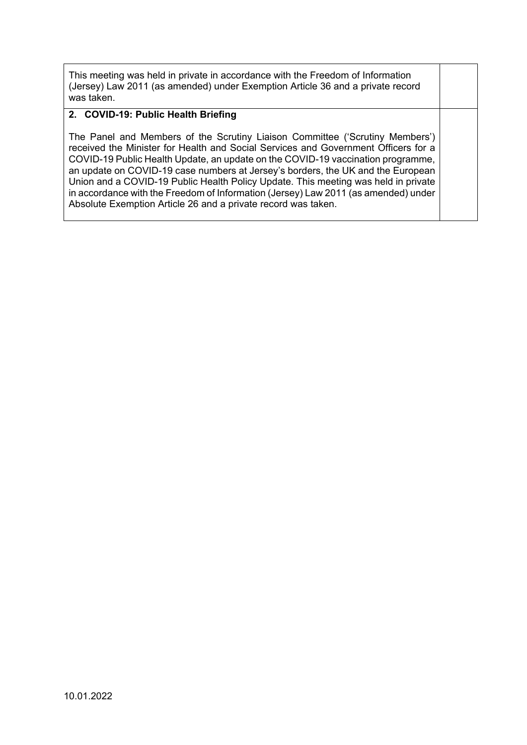| | |
|---|---|
| This meeting was held in private in accordance with the Freedom of Information (Jersey) Law 2011 (as amended) under Exemption Article 36 and a private record was taken. | |
| **2. COVID-19: Public Health Briefing**<br><br>The Panel and Members of the Scrutiny Liaison Committee ('Scrutiny Members') received the Minister for Health and Social Services and Government Officers for a COVID-19 Public Health Update, an update on the COVID-19 vaccination programme, an update on COVID-19 case numbers at Jersey's borders, the UK and the European Union and a COVID-19 Public Health Policy Update. This meeting was held in private in accordance with the Freedom of Information (Jersey) Law 2011 (as amended) under Absolute Exemption Article 26 and a private record was taken. | |

10.01.2022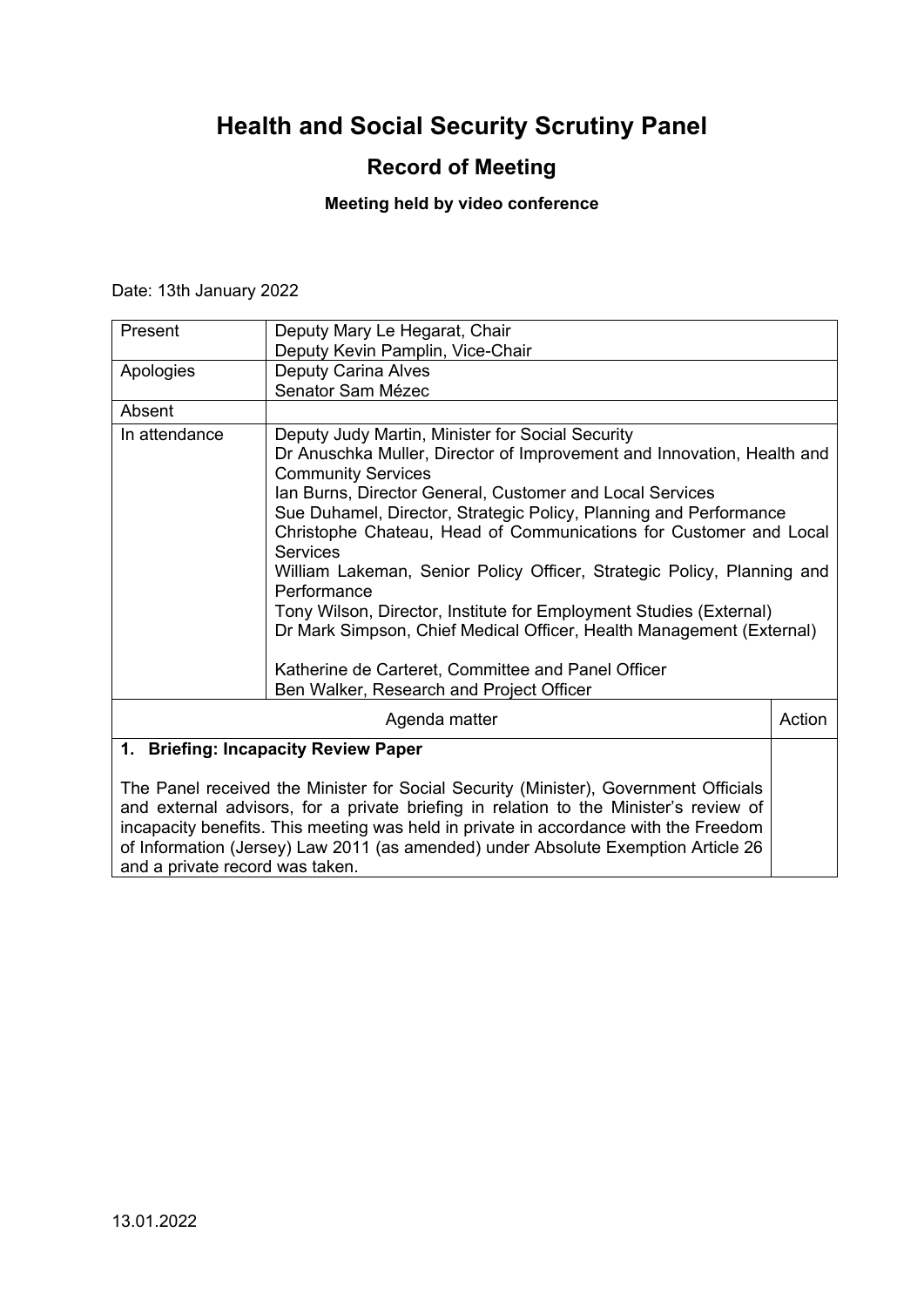# Health and Social Security Scrutiny Panel

## Record of Meeting

**Meeting held by video conference**

Date: 13th January 2022

| Present | Deputy Mary Le Hegarat, Chair<br>Deputy Kevin Pamplin, Vice-Chair |
|---|---|
| Apologies | Deputy Carina Alves<br>Senator Sam Mézec |
| Absent | |
| In attendance | Deputy Judy Martin, Minister for Social Security<br>Dr Anuschka Muller, Director of Improvement and Innovation, Health and Community Services<br>Ian Burns, Director General, Customer and Local Services<br>Sue Duhamel, Director, Strategic Policy, Planning and Performance<br>Christophe Chateau, Head of Communications for Customer and Local Services<br>William Lakeman, Senior Policy Officer, Strategic Policy, Planning and Performance<br>Tony Wilson, Director, Institute for Employment Studies (External)<br>Dr Mark Simpson, Chief Medical Officer, Health Management (External)<br><br>Katherine de Carteret, Committee and Panel Officer<br>Ben Walker, Research and Project Officer |

| Agenda matter | Action |
|---|---|
| **1. Briefing: Incapacity Review Paper**<br><br>The Panel received the Minister for Social Security (Minister), Government Officials and external advisors, for a private briefing in relation to the Minister's review of incapacity benefits. This meeting was held in private in accordance with the Freedom of Information (Jersey) Law 2011 (as amended) under Absolute Exemption Article 26 and a private record was taken. | |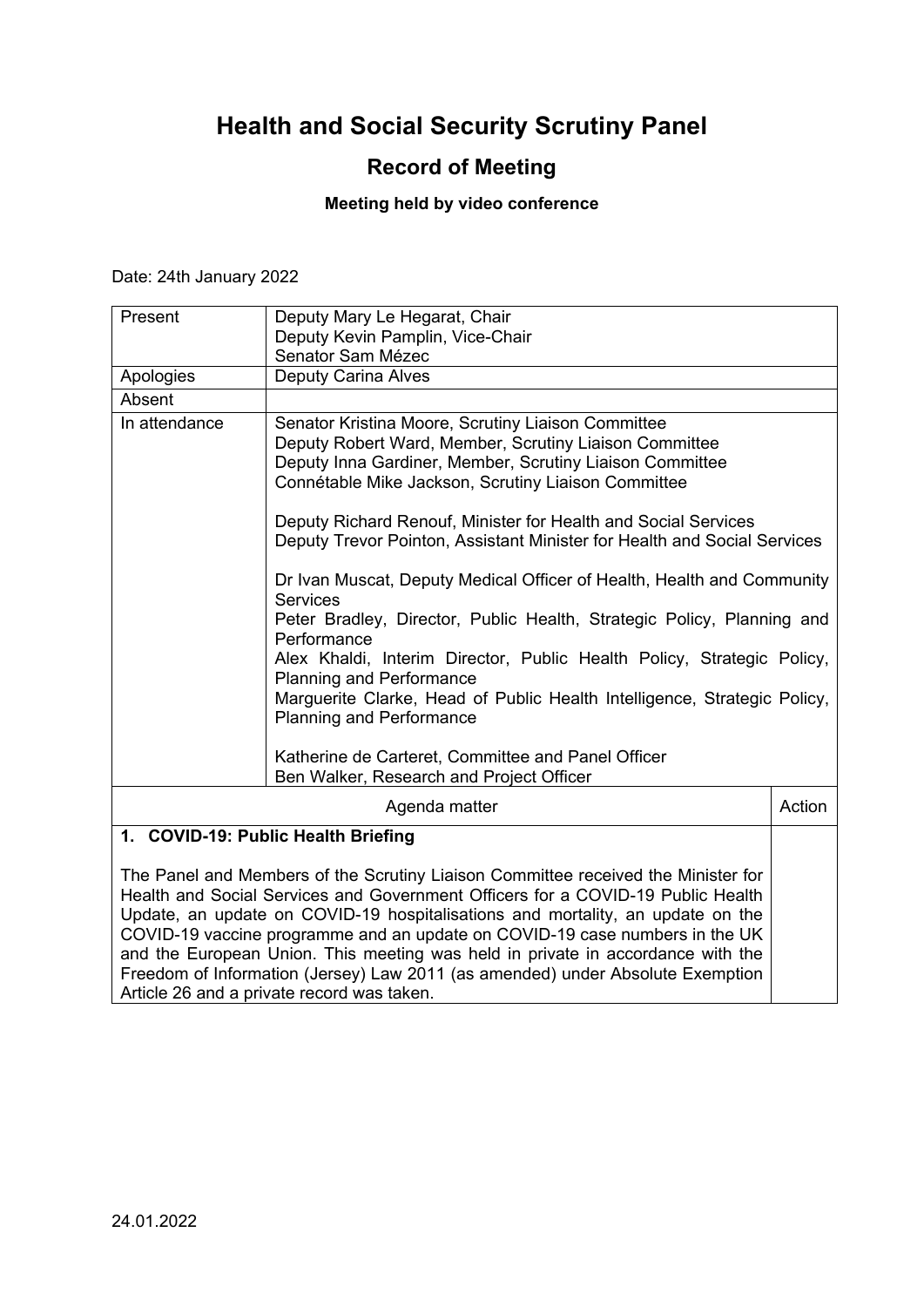# Health and Social Security Scrutiny Panel

## Record of Meeting

**Meeting held by video conference**

Date: 24th January 2022

| | |
|---|---|
| Present | Deputy Mary Le Hegarat, Chair<br>Deputy Kevin Pamplin, Vice-Chair<br>Senator Sam Mézec |
| Apologies | Deputy Carina Alves |
| Absent | |
| In attendance | Senator Kristina Moore, Scrutiny Liaison Committee<br>Deputy Robert Ward, Member, Scrutiny Liaison Committee<br>Deputy Inna Gardiner, Member, Scrutiny Liaison Committee<br>Connétable Mike Jackson, Scrutiny Liaison Committee<br><br>Deputy Richard Renouf, Minister for Health and Social Services<br>Deputy Trevor Pointon, Assistant Minister for Health and Social Services<br><br>Dr Ivan Muscat, Deputy Medical Officer of Health, Health and Community Services<br>Peter Bradley, Director, Public Health, Strategic Policy, Planning and Performance<br>Alex Khaldi, Interim Director, Public Health Policy, Strategic Policy, Planning and Performance<br>Marguerite Clarke, Head of Public Health Intelligence, Strategic Policy, Planning and Performance<br><br>Katherine de Carteret, Committee and Panel Officer<br>Ben Walker, Research and Project Officer |

| Agenda matter | Action |
|---|---|
| **1. COVID-19: Public Health Briefing**<br><br>The Panel and Members of the Scrutiny Liaison Committee received the Minister for Health and Social Services and Government Officers for a COVID-19 Public Health Update, an update on COVID-19 hospitalisations and mortality, an update on the COVID-19 vaccine programme and an update on COVID-19 case numbers in the UK and the European Union. This meeting was held in private in accordance with the Freedom of Information (Jersey) Law 2011 (as amended) under Absolute Exemption Article 26 and a private record was taken. | |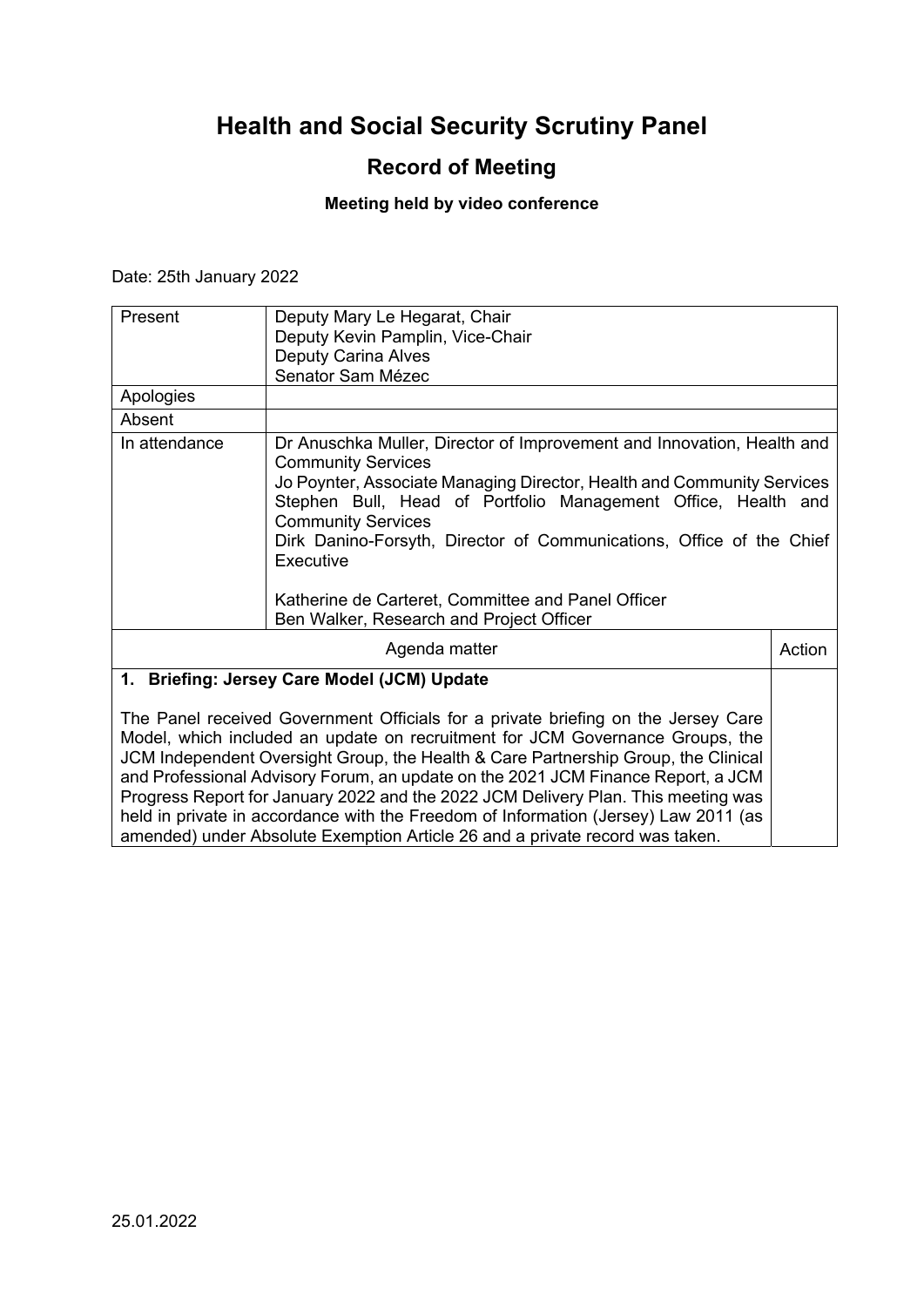# Health and Social Security Scrutiny Panel

## Record of Meeting

**Meeting held by video conference**

Date: 25th January 2022

| | |
|---|---|
| Present | Deputy Mary Le Hegarat, Chair<br>Deputy Kevin Pamplin, Vice-Chair<br>Deputy Carina Alves<br>Senator Sam Mézec |
| Apologies | |
| Absent | |
| In attendance | Dr Anuschka Muller, Director of Improvement and Innovation, Health and Community Services<br>Jo Poynter, Associate Managing Director, Health and Community Services<br>Stephen Bull, Head of Portfolio Management Office, Health and Community Services<br>Dirk Danino-Forsyth, Director of Communications, Office of the Chief Executive<br><br>Katherine de Carteret, Committee and Panel Officer<br>Ben Walker, Research and Project Officer |

| Agenda matter | Action |
|---|---|
| **1. Briefing: Jersey Care Model (JCM) Update**<br><br>The Panel received Government Officials for a private briefing on the Jersey Care Model, which included an update on recruitment for JCM Governance Groups, the JCM Independent Oversight Group, the Health & Care Partnership Group, the Clinical and Professional Advisory Forum, an update on the 2021 JCM Finance Report, a JCM Progress Report for January 2022 and the 2022 JCM Delivery Plan. This meeting was held in private in accordance with the Freedom of Information (Jersey) Law 2011 (as amended) under Absolute Exemption Article 26 and a private record was taken. | |

25.01.2022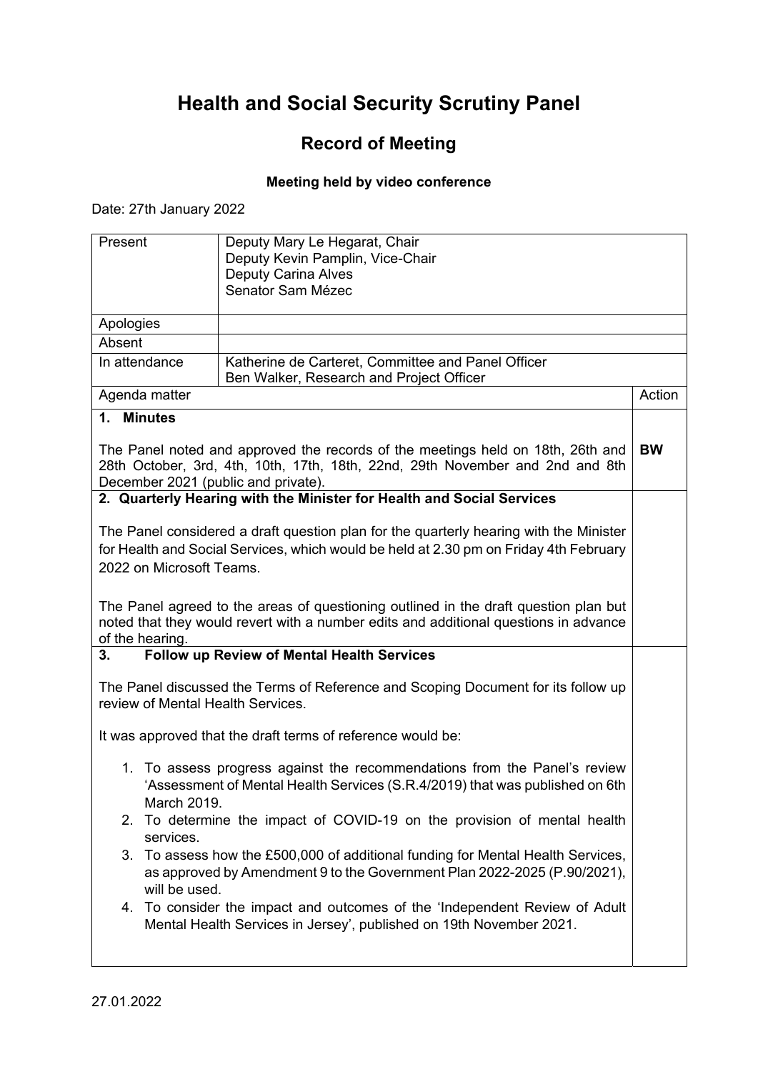# Health and Social Security Scrutiny Panel

## Record of Meeting

**Meeting held by video conference**

Date: 27th January 2022

| | |
|---|---|
| Present | Deputy Mary Le Hegarat, Chair<br>Deputy Kevin Pamplin, Vice-Chair<br>Deputy Carina Alves<br>Senator Sam Mézec |
| Apologies | |
| Absent | |
| In attendance | Katherine de Carteret, Committee and Panel Officer<br>Ben Walker, Research and Project Officer |

| Agenda matter | Action |
|---|---|
| **1. Minutes**<br><br>The Panel noted and approved the records of the meetings held on 18th, 26th and 28th October, 3rd, 4th, 10th, 17th, 18th, 22nd, 29th November and 2nd and 8th December 2021 (public and private). | **BW** |
| **2. Quarterly Hearing with the Minister for Health and Social Services**<br><br>The Panel considered a draft question plan for the quarterly hearing with the Minister for Health and Social Services, which would be held at 2.30 pm on Friday 4th February 2022 on Microsoft Teams.<br><br>The Panel agreed to the areas of questioning outlined in the draft question plan but noted that they would revert with a number edits and additional questions in advance of the hearing. | |
| **3. Follow up Review of Mental Health Services**<br><br>The Panel discussed the Terms of Reference and Scoping Document for its follow up review of Mental Health Services.<br><br>It was approved that the draft terms of reference would be:<br><br>1. To assess progress against the recommendations from the Panel's review 'Assessment of Mental Health Services (S.R.4/2019) that was published on 6th March 2019.<br>2. To determine the impact of COVID-19 on the provision of mental health services.<br>3. To assess how the £500,000 of additional funding for Mental Health Services, as approved by Amendment 9 to the Government Plan 2022-2025 (P.90/2021), will be used.<br>4. To consider the impact and outcomes of the 'Independent Review of Adult Mental Health Services in Jersey', published on 19th November 2021. | |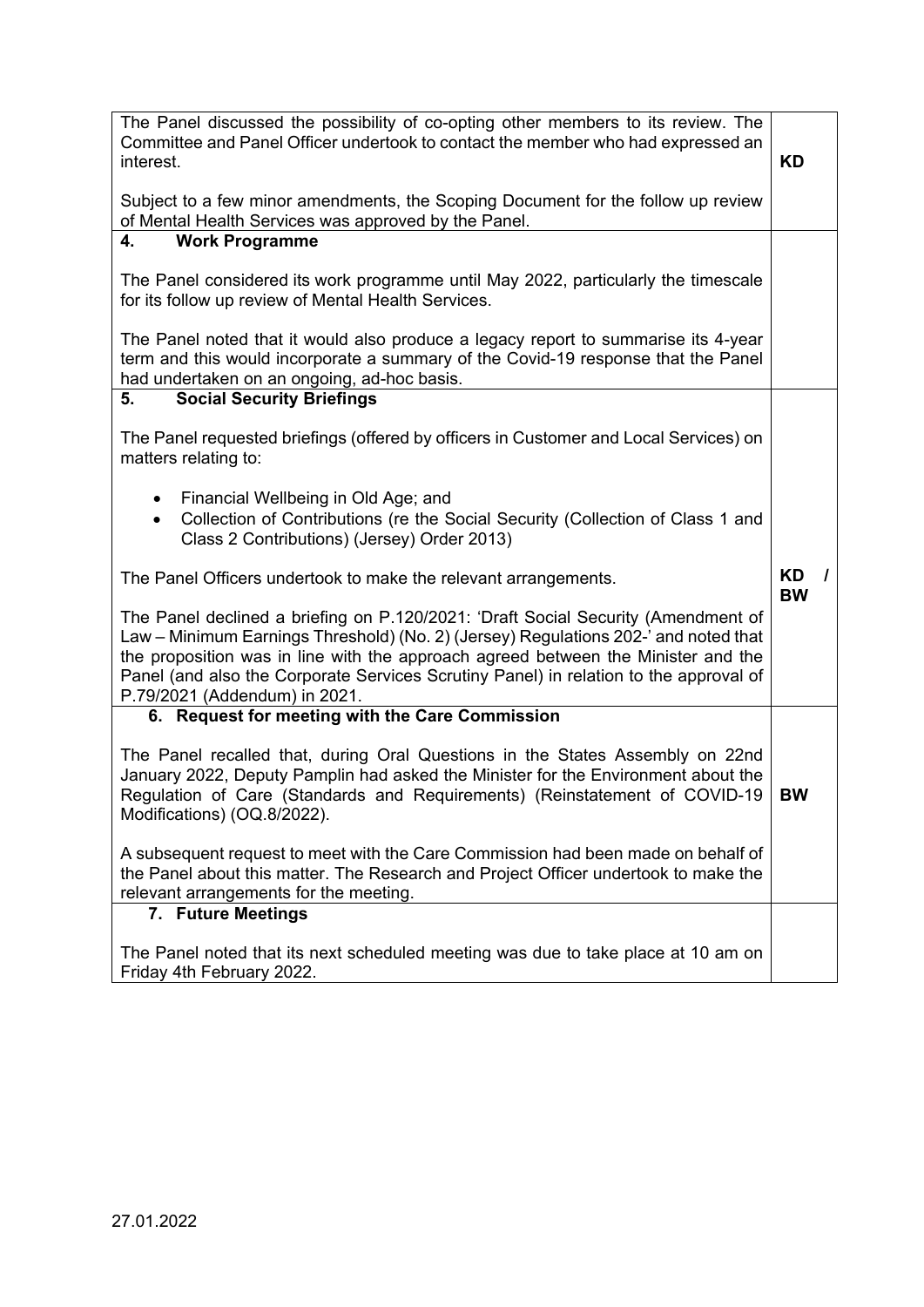| | |
|---|---|
| The Panel discussed the possibility of co-opting other members to its review. The Committee and Panel Officer undertook to contact the member who had expressed an interest.<br><br>Subject to a few minor amendments, the Scoping Document for the follow up review of Mental Health Services was approved by the Panel. | **KD** |
| **4. Work Programme**<br><br>The Panel considered its work programme until May 2022, particularly the timescale for its follow up review of Mental Health Services.<br><br>The Panel noted that it would also produce a legacy report to summarise its 4-year term and this would incorporate a summary of the Covid-19 response that the Panel had undertaken on an ongoing, ad-hoc basis. | |
| **5. Social Security Briefings**<br><br>The Panel requested briefings (offered by officers in Customer and Local Services) on matters relating to:<br><br>• Financial Wellbeing in Old Age; and<br>• Collection of Contributions (re the Social Security (Collection of Class 1 and Class 2 Contributions) (Jersey) Order 2013)<br><br>The Panel Officers undertook to make the relevant arrangements.<br><br>The Panel declined a briefing on P.120/2021: 'Draft Social Security (Amendment of Law – Minimum Earnings Threshold) (No. 2) (Jersey) Regulations 202-' and noted that the proposition was in line with the approach agreed between the Minister and the Panel (and also the Corporate Services Scrutiny Panel) in relation to the approval of P.79/2021 (Addendum) in 2021. | **KD / BW** |
| **6. Request for meeting with the Care Commission**<br><br>The Panel recalled that, during Oral Questions in the States Assembly on 22nd January 2022, Deputy Pamplin had asked the Minister for the Environment about the Regulation of Care (Standards and Requirements) (Reinstatement of COVID-19 Modifications) (OQ.8/2022).<br><br>A subsequent request to meet with the Care Commission had been made on behalf of the Panel about this matter. The Research and Project Officer undertook to make the relevant arrangements for the meeting. | **BW** |
| **7. Future Meetings**<br><br>The Panel noted that its next scheduled meeting was due to take place at 10 am on Friday 4th February 2022. | |

27.01.2022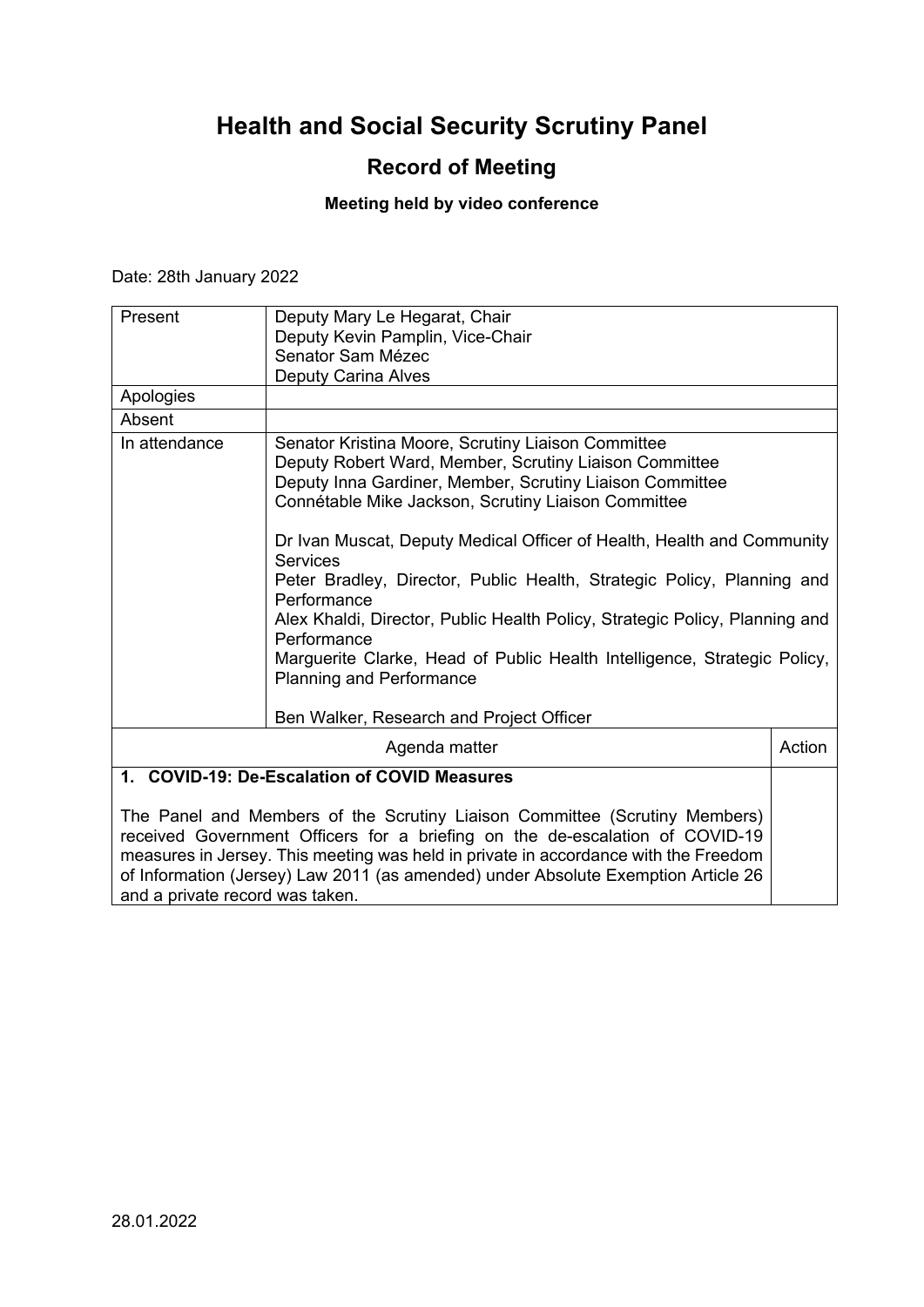# Health and Social Security Scrutiny Panel

## Record of Meeting

**Meeting held by video conference**

Date: 28th January 2022

| | |
|---|---|
| Present | Deputy Mary Le Hegarat, Chair<br>Deputy Kevin Pamplin, Vice-Chair<br>Senator Sam Mézec<br>Deputy Carina Alves |
| Apologies | |
| Absent | |
| In attendance | Senator Kristina Moore, Scrutiny Liaison Committee<br>Deputy Robert Ward, Member, Scrutiny Liaison Committee<br>Deputy Inna Gardiner, Member, Scrutiny Liaison Committee<br>Connétable Mike Jackson, Scrutiny Liaison Committee<br><br>Dr Ivan Muscat, Deputy Medical Officer of Health, Health and Community Services<br>Peter Bradley, Director, Public Health, Strategic Policy, Planning and Performance<br>Alex Khaldi, Director, Public Health Policy, Strategic Policy, Planning and Performance<br>Marguerite Clarke, Head of Public Health Intelligence, Strategic Policy, Planning and Performance<br><br>Ben Walker, Research and Project Officer |

| Agenda matter | Action |
|---|---|
| **1. COVID-19: De-Escalation of COVID Measures**<br><br>The Panel and Members of the Scrutiny Liaison Committee (Scrutiny Members) received Government Officers for a briefing on the de-escalation of COVID-19 measures in Jersey. This meeting was held in private in accordance with the Freedom of Information (Jersey) Law 2011 (as amended) under Absolute Exemption Article 26 and a private record was taken. | |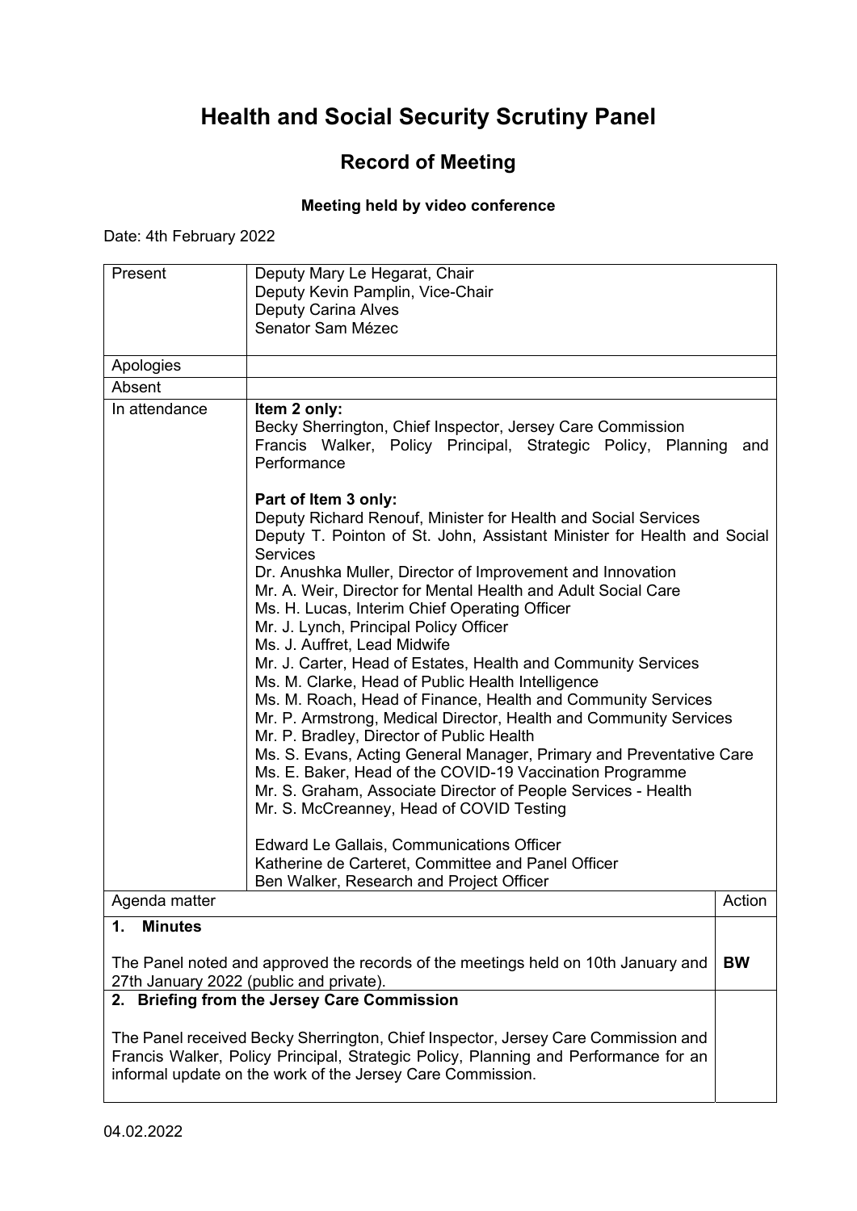# Health and Social Security Scrutiny Panel

## Record of Meeting

### Meeting held by video conference

Date: 4th February 2022

| | |
|---|---|
| Present | Deputy Mary Le Hegarat, Chair<br>Deputy Kevin Pamplin, Vice-Chair<br>Deputy Carina Alves<br>Senator Sam Mézec |
| Apologies | |
| Absent | |
| In attendance | **Item 2 only:**<br>Becky Sherrington, Chief Inspector, Jersey Care Commission<br>Francis Walker, Policy Principal, Strategic Policy, Planning and Performance<br><br>**Part of Item 3 only:**<br>Deputy Richard Renouf, Minister for Health and Social Services<br>Deputy T. Pointon of St. John, Assistant Minister for Health and Social Services<br>Dr. Anushka Muller, Director of Improvement and Innovation<br>Mr. A. Weir, Director for Mental Health and Adult Social Care<br>Ms. H. Lucas, Interim Chief Operating Officer<br>Mr. J. Lynch, Principal Policy Officer<br>Ms. J. Auffret, Lead Midwife<br>Mr. J. Carter, Head of Estates, Health and Community Services<br>Ms. M. Clarke, Head of Public Health Intelligence<br>Ms. M. Roach, Head of Finance, Health and Community Services<br>Mr. P. Armstrong, Medical Director, Health and Community Services<br>Mr. P. Bradley, Director of Public Health<br>Ms. S. Evans, Acting General Manager, Primary and Preventative Care<br>Ms. E. Baker, Head of the COVID-19 Vaccination Programme<br>Mr. S. Graham, Associate Director of People Services - Health<br>Mr. S. McCreanney, Head of COVID Testing<br><br>Edward Le Gallais, Communications Officer<br>Katherine de Carteret, Committee and Panel Officer<br>Ben Walker, Research and Project Officer |

| Agenda matter | Action |
|---|---|
| **1. Minutes**<br><br>The Panel noted and approved the records of the meetings held on 10th January and 27th January 2022 (public and private). | **BW** |
| **2. Briefing from the Jersey Care Commission**<br><br>The Panel received Becky Sherrington, Chief Inspector, Jersey Care Commission and Francis Walker, Policy Principal, Strategic Policy, Planning and Performance for an informal update on the work of the Jersey Care Commission. | |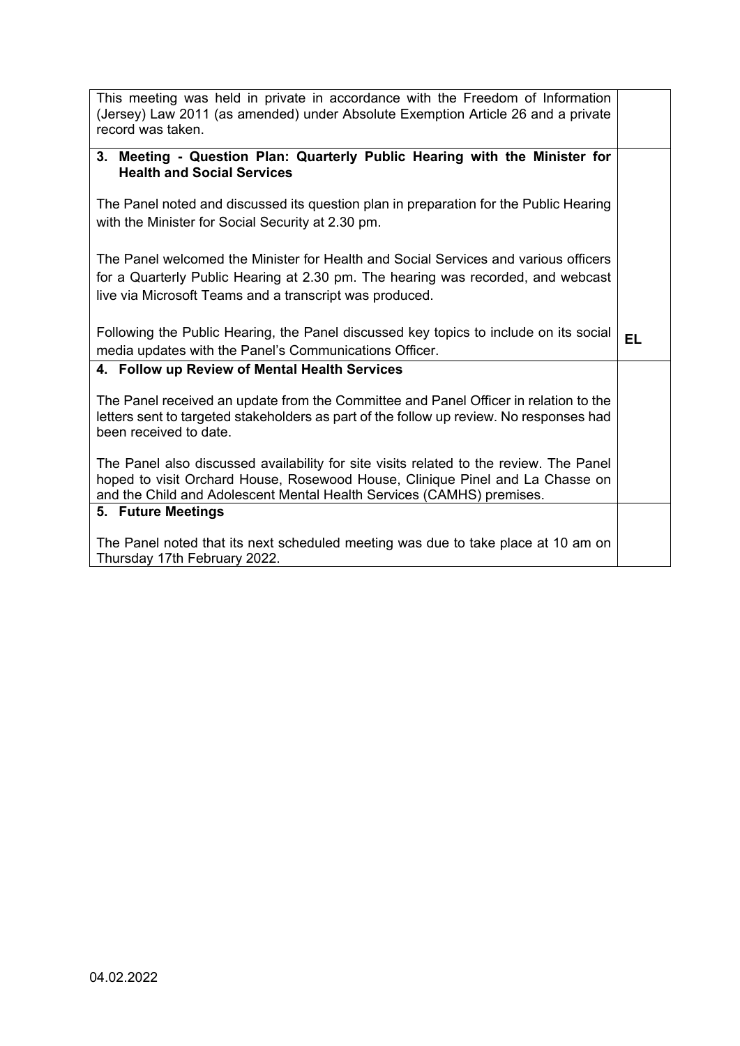| | |
|---|---|
| This meeting was held in private in accordance with the Freedom of Information (Jersey) Law 2011 (as amended) under Absolute Exemption Article 26 and a private record was taken. | |
| **3. Meeting - Question Plan: Quarterly Public Hearing with the Minister for Health and Social Services**<br><br>The Panel noted and discussed its question plan in preparation for the Public Hearing with the Minister for Social Security at 2.30 pm.<br><br>The Panel welcomed the Minister for Health and Social Services and various officers for a Quarterly Public Hearing at 2.30 pm. The hearing was recorded, and webcast live via Microsoft Teams and a transcript was produced.<br><br>Following the Public Hearing, the Panel discussed key topics to include on its social media updates with the Panel's Communications Officer. | **EL** |
| **4. Follow up Review of Mental Health Services**<br><br>The Panel received an update from the Committee and Panel Officer in relation to the letters sent to targeted stakeholders as part of the follow up review. No responses had been received to date.<br><br>The Panel also discussed availability for site visits related to the review. The Panel hoped to visit Orchard House, Rosewood House, Clinique Pinel and La Chasse on and the Child and Adolescent Mental Health Services (CAMHS) premises. | |
| **5. Future Meetings**<br><br>The Panel noted that its next scheduled meeting was due to take place at 10 am on Thursday 17th February 2022. | |

04.02.2022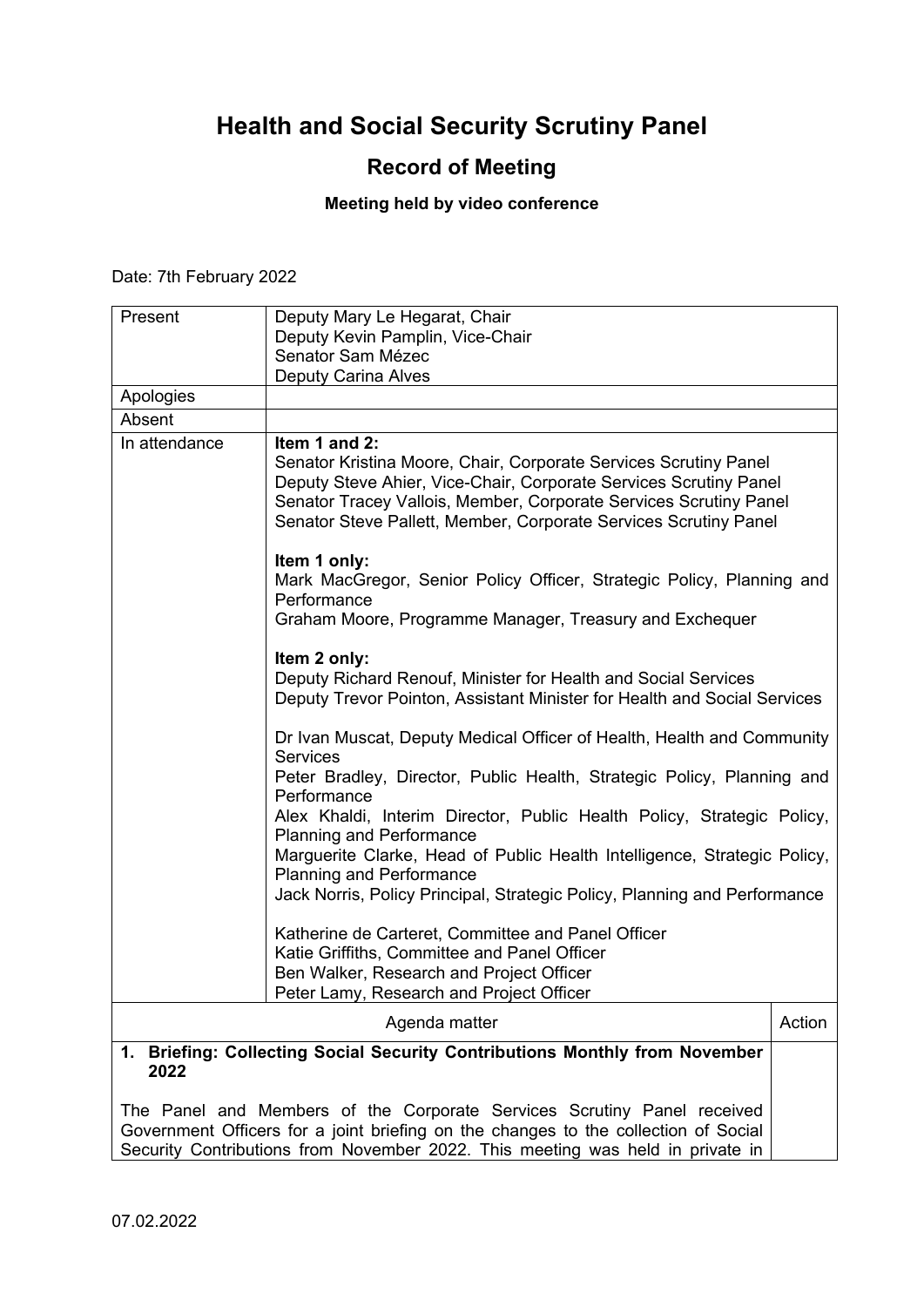# Health and Social Security Scrutiny Panel

## Record of Meeting

### Meeting held by video conference

Date: 7th February 2022

| Present | Deputy Mary Le Hegarat, Chair<br>Deputy Kevin Pamplin, Vice-Chair<br>Senator Sam Mézec<br>Deputy Carina Alves |
|---|---|
| Apologies | |
| Absent | |
| In attendance | **Item 1 and 2:**<br>Senator Kristina Moore, Chair, Corporate Services Scrutiny Panel<br>Deputy Steve Ahier, Vice-Chair, Corporate Services Scrutiny Panel<br>Senator Tracey Vallois, Member, Corporate Services Scrutiny Panel<br>Senator Steve Pallett, Member, Corporate Services Scrutiny Panel<br><br>**Item 1 only:**<br>Mark MacGregor, Senior Policy Officer, Strategic Policy, Planning and Performance<br>Graham Moore, Programme Manager, Treasury and Exchequer<br><br>**Item 2 only:**<br>Deputy Richard Renouf, Minister for Health and Social Services<br>Deputy Trevor Pointon, Assistant Minister for Health and Social Services<br><br>Dr Ivan Muscat, Deputy Medical Officer of Health, Health and Community Services<br>Peter Bradley, Director, Public Health, Strategic Policy, Planning and Performance<br>Alex Khaldi, Interim Director, Public Health Policy, Strategic Policy, Planning and Performance<br>Marguerite Clarke, Head of Public Health Intelligence, Strategic Policy, Planning and Performance<br>Jack Norris, Policy Principal, Strategic Policy, Planning and Performance<br><br>Katherine de Carteret, Committee and Panel Officer<br>Katie Griffiths, Committee and Panel Officer<br>Ben Walker, Research and Project Officer<br>Peter Lamy, Research and Project Officer |

| Agenda matter | Action |
|---|---|
| **1. Briefing: Collecting Social Security Contributions Monthly from November 2022**<br><br>The Panel and Members of the Corporate Services Scrutiny Panel received Government Officers for a joint briefing on the changes to the collection of Social Security Contributions from November 2022. This meeting was held in private in | |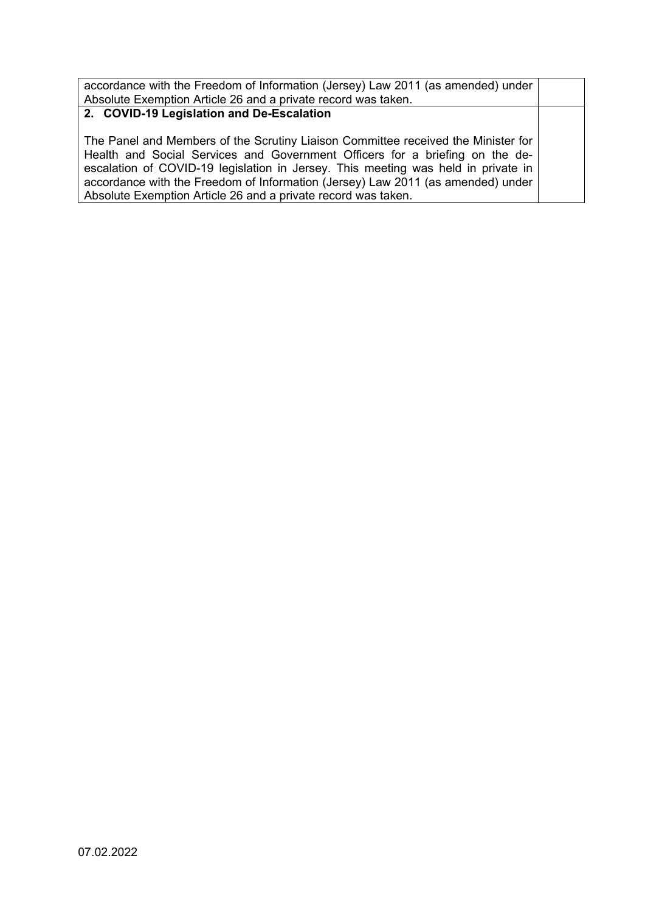| | |
|---|---|
| accordance with the Freedom of Information (Jersey) Law 2011 (as amended) under Absolute Exemption Article 26 and a private record was taken. | |
| **2. COVID-19 Legislation and De-Escalation**<br><br>The Panel and Members of the Scrutiny Liaison Committee received the Minister for Health and Social Services and Government Officers for a briefing on the de-escalation of COVID-19 legislation in Jersey. This meeting was held in private in accordance with the Freedom of Information (Jersey) Law 2011 (as amended) under Absolute Exemption Article 26 and a private record was taken. | |

07.02.2022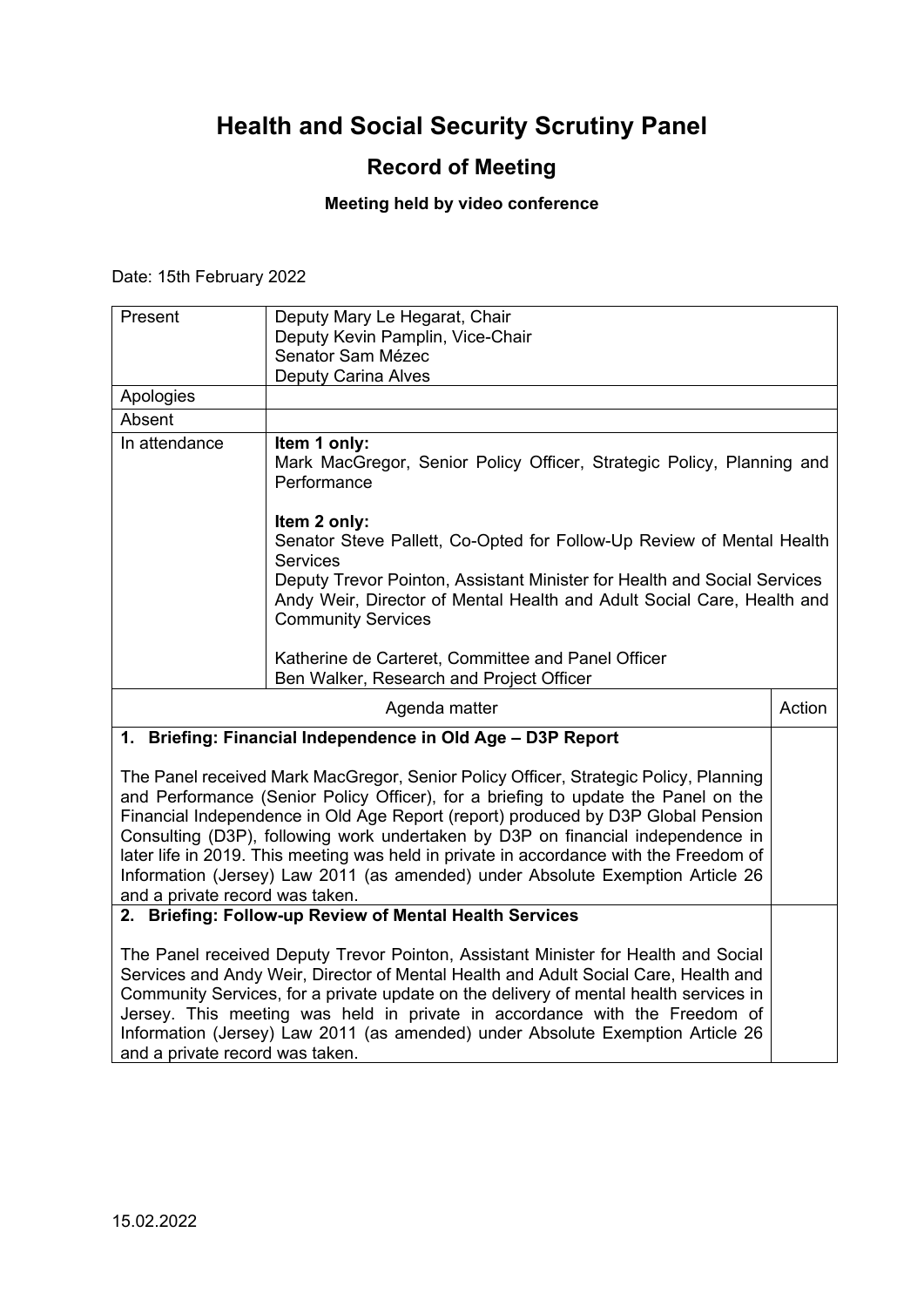# Health and Social Security Scrutiny Panel

## Record of Meeting

### Meeting held by video conference

Date: 15th February 2022

| | |
|---|---|
| Present | Deputy Mary Le Hegarat, Chair<br>Deputy Kevin Pamplin, Vice-Chair<br>Senator Sam Mézec<br>Deputy Carina Alves |
| Apologies | |
| Absent | |
| In attendance | **Item 1 only:**<br>Mark MacGregor, Senior Policy Officer, Strategic Policy, Planning and Performance<br><br>**Item 2 only:**<br>Senator Steve Pallett, Co-Opted for Follow-Up Review of Mental Health Services<br>Deputy Trevor Pointon, Assistant Minister for Health and Social Services<br>Andy Weir, Director of Mental Health and Adult Social Care, Health and Community Services<br><br>Katherine de Carteret, Committee and Panel Officer<br>Ben Walker, Research and Project Officer |

| Agenda matter | Action |
|---|---|
| **1. Briefing: Financial Independence in Old Age – D3P Report**<br><br>The Panel received Mark MacGregor, Senior Policy Officer, Strategic Policy, Planning and Performance (Senior Policy Officer), for a briefing to update the Panel on the Financial Independence in Old Age Report (report) produced by D3P Global Pension Consulting (D3P), following work undertaken by D3P on financial independence in later life in 2019. This meeting was held in private in accordance with the Freedom of Information (Jersey) Law 2011 (as amended) under Absolute Exemption Article 26 and a private record was taken. | |
| **2. Briefing: Follow-up Review of Mental Health Services**<br><br>The Panel received Deputy Trevor Pointon, Assistant Minister for Health and Social Services and Andy Weir, Director of Mental Health and Adult Social Care, Health and Community Services, for a private update on the delivery of mental health services in Jersey. This meeting was held in private in accordance with the Freedom of Information (Jersey) Law 2011 (as amended) under Absolute Exemption Article 26 and a private record was taken. | |

15.02.2022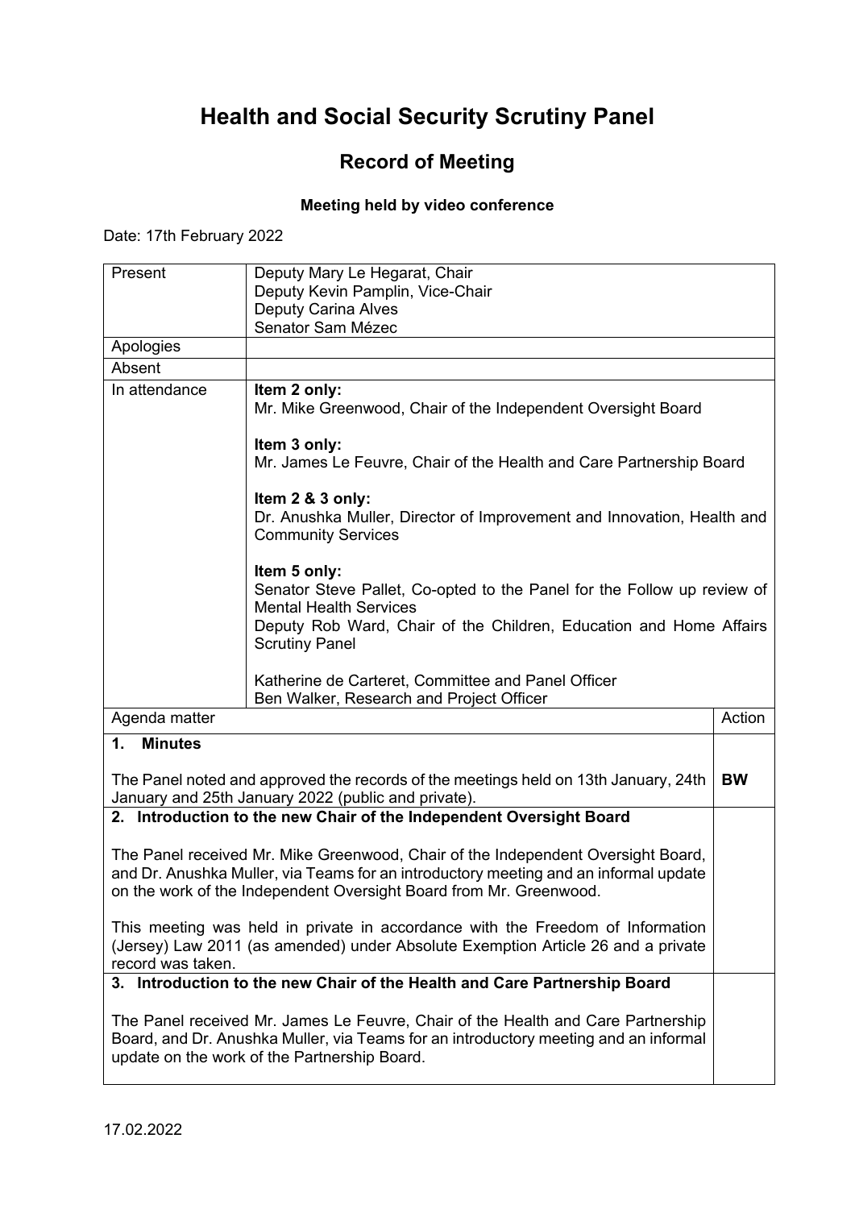# Health and Social Security Scrutiny Panel

## Record of Meeting

**Meeting held by video conference**

Date: 17th February 2022

| Present | Deputy Mary Le Hegarat, Chair<br>Deputy Kevin Pamplin, Vice-Chair<br>Deputy Carina Alves<br>Senator Sam Mézec |
|---|---|
| Apologies | |
| Absent | |
| In attendance | **Item 2 only:**<br>Mr. Mike Greenwood, Chair of the Independent Oversight Board<br><br>**Item 3 only:**<br>Mr. James Le Feuvre, Chair of the Health and Care Partnership Board<br><br>**Item 2 & 3 only:**<br>Dr. Anushka Muller, Director of Improvement and Innovation, Health and Community Services<br><br>**Item 5 only:**<br>Senator Steve Pallet, Co-opted to the Panel for the Follow up review of Mental Health Services<br>Deputy Rob Ward, Chair of the Children, Education and Home Affairs Scrutiny Panel<br><br>Katherine de Carteret, Committee and Panel Officer<br>Ben Walker, Research and Project Officer |

| Agenda matter | Action |
|---|---|
| **1. Minutes**<br><br>The Panel noted and approved the records of the meetings held on 13th January, 24th January and 25th January 2022 (public and private). | **BW** |
| **2. Introduction to the new Chair of the Independent Oversight Board**<br><br>The Panel received Mr. Mike Greenwood, Chair of the Independent Oversight Board, and Dr. Anushka Muller, via Teams for an introductory meeting and an informal update on the work of the Independent Oversight Board from Mr. Greenwood.<br><br>This meeting was held in private in accordance with the Freedom of Information (Jersey) Law 2011 (as amended) under Absolute Exemption Article 26 and a private record was taken. | |
| **3. Introduction to the new Chair of the Health and Care Partnership Board**<br><br>The Panel received Mr. James Le Feuvre, Chair of the Health and Care Partnership Board, and Dr. Anushka Muller, via Teams for an introductory meeting and an informal update on the work of the Partnership Board. | |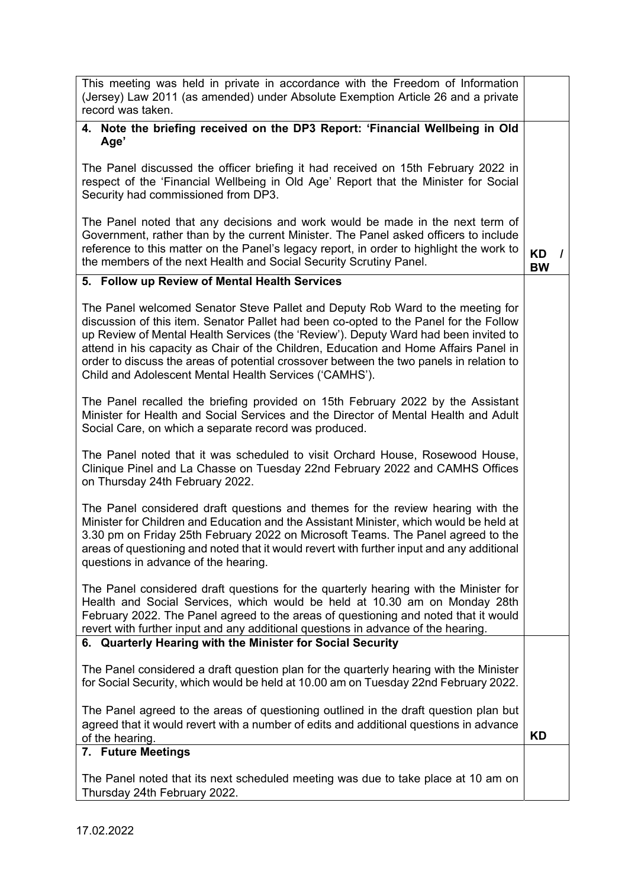| | |
|---|---|
| This meeting was held in private in accordance with the Freedom of Information (Jersey) Law 2011 (as amended) under Absolute Exemption Article 26 and a private record was taken. | |
| **4. Note the briefing received on the DP3 Report: 'Financial Wellbeing in Old Age'**<br><br>The Panel discussed the officer briefing it had received on 15th February 2022 in respect of the 'Financial Wellbeing in Old Age' Report that the Minister for Social Security had commissioned from DP3.<br><br>The Panel noted that any decisions and work would be made in the next term of Government, rather than by the current Minister. The Panel asked officers to include reference to this matter on the Panel's legacy report, in order to highlight the work to the members of the next Health and Social Security Scrutiny Panel. | **KD / BW** |
| **5. Follow up Review of Mental Health Services**<br><br>The Panel welcomed Senator Steve Pallet and Deputy Rob Ward to the meeting for discussion of this item. Senator Pallet had been co-opted to the Panel for the Follow up Review of Mental Health Services (the 'Review'). Deputy Ward had been invited to attend in his capacity as Chair of the Children, Education and Home Affairs Panel in order to discuss the areas of potential crossover between the two panels in relation to Child and Adolescent Mental Health Services ('CAMHS').<br><br>The Panel recalled the briefing provided on 15th February 2022 by the Assistant Minister for Health and Social Services and the Director of Mental Health and Adult Social Care, on which a separate record was produced.<br><br>The Panel noted that it was scheduled to visit Orchard House, Rosewood House, Clinique Pinel and La Chasse on Tuesday 22nd February 2022 and CAMHS Offices on Thursday 24th February 2022.<br><br>The Panel considered draft questions and themes for the review hearing with the Minister for Children and Education and the Assistant Minister, which would be held at 3.30 pm on Friday 25th February 2022 on Microsoft Teams. The Panel agreed to the areas of questioning and noted that it would revert with further input and any additional questions in advance of the hearing.<br><br>The Panel considered draft questions for the quarterly hearing with the Minister for Health and Social Services, which would be held at 10.30 am on Monday 28th February 2022. The Panel agreed to the areas of questioning and noted that it would revert with further input and any additional questions in advance of the hearing. | |
| **6. Quarterly Hearing with the Minister for Social Security**<br><br>The Panel considered a draft question plan for the quarterly hearing with the Minister for Social Security, which would be held at 10.00 am on Tuesday 22nd February 2022.<br><br>The Panel agreed to the areas of questioning outlined in the draft question plan but agreed that it would revert with a number of edits and additional questions in advance of the hearing. | **KD** |
| **7. Future Meetings**<br><br>The Panel noted that its next scheduled meeting was due to take place at 10 am on Thursday 24th February 2022. | |

17.02.2022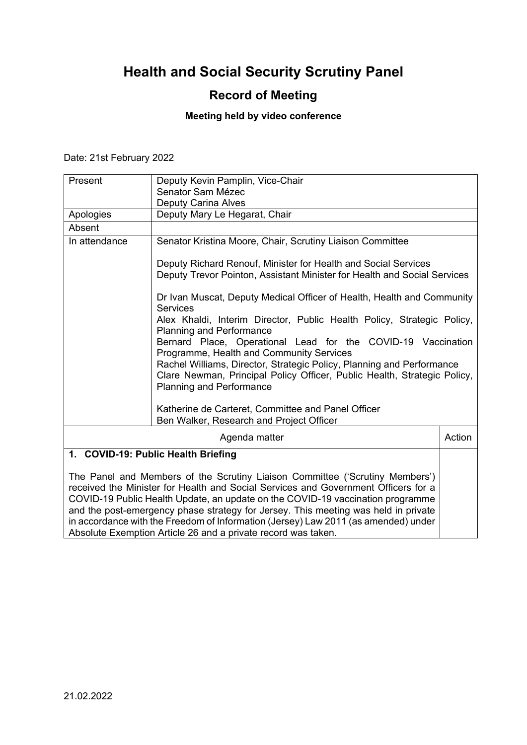# Health and Social Security Scrutiny Panel

## Record of Meeting

### Meeting held by video conference

Date: 21st February 2022

| | |
|---|---|
| Present | Deputy Kevin Pamplin, Vice-Chair<br>Senator Sam Mézec<br>Deputy Carina Alves |
| Apologies | Deputy Mary Le Hegarat, Chair |
| Absent | |
| In attendance | Senator Kristina Moore, Chair, Scrutiny Liaison Committee<br><br>Deputy Richard Renouf, Minister for Health and Social Services<br>Deputy Trevor Pointon, Assistant Minister for Health and Social Services<br><br>Dr Ivan Muscat, Deputy Medical Officer of Health, Health and Community Services<br>Alex Khaldi, Interim Director, Public Health Policy, Strategic Policy, Planning and Performance<br>Bernard Place, Operational Lead for the COVID-19 Vaccination Programme, Health and Community Services<br>Rachel Williams, Director, Strategic Policy, Planning and Performance<br>Clare Newman, Principal Policy Officer, Public Health, Strategic Policy, Planning and Performance<br><br>Katherine de Carteret, Committee and Panel Officer<br>Ben Walker, Research and Project Officer |

| Agenda matter | Action |
|---|---|
| **1. COVID-19: Public Health Briefing**<br><br>The Panel and Members of the Scrutiny Liaison Committee ('Scrutiny Members') received the Minister for Health and Social Services and Government Officers for a COVID-19 Public Health Update, an update on the COVID-19 vaccination programme and the post-emergency phase strategy for Jersey. This meeting was held in private in accordance with the Freedom of Information (Jersey) Law 2011 (as amended) under Absolute Exemption Article 26 and a private record was taken. | |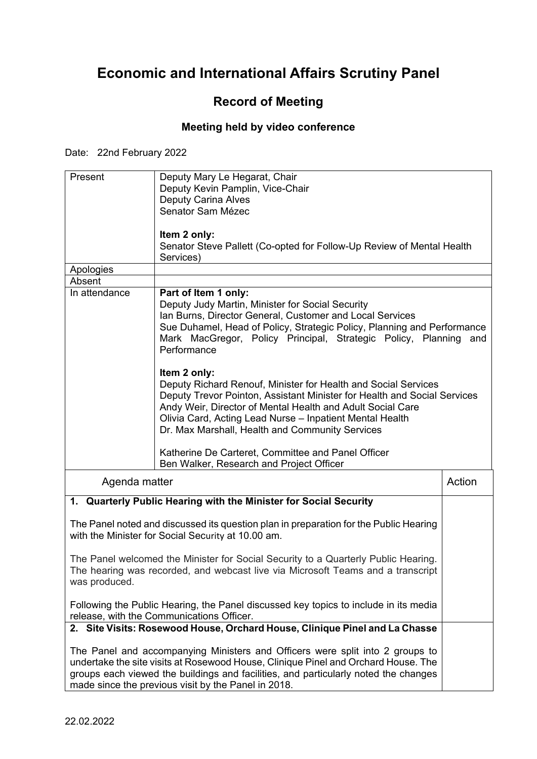# Economic and International Affairs Scrutiny Panel

## Record of Meeting

### Meeting held by video conference

Date: 22nd February 2022

| | |
|---|---|
| Present | Deputy Mary Le Hegarat, Chair<br>Deputy Kevin Pamplin, Vice-Chair<br>Deputy Carina Alves<br>Senator Sam Mézec<br><br>**Item 2 only:**<br>Senator Steve Pallett (Co-opted for Follow-Up Review of Mental Health Services) |
| Apologies | |
| Absent | |
| In attendance | **Part of Item 1 only:**<br>Deputy Judy Martin, Minister for Social Security<br>Ian Burns, Director General, Customer and Local Services<br>Sue Duhamel, Head of Policy, Strategic Policy, Planning and Performance<br>Mark MacGregor, Policy Principal, Strategic Policy, Planning and Performance<br><br>**Item 2 only:**<br>Deputy Richard Renouf, Minister for Health and Social Services<br>Deputy Trevor Pointon, Assistant Minister for Health and Social Services<br>Andy Weir, Director of Mental Health and Adult Social Care<br>Olivia Card, Acting Lead Nurse – Inpatient Mental Health<br>Dr. Max Marshall, Health and Community Services<br><br>Katherine De Carteret, Committee and Panel Officer<br>Ben Walker, Research and Project Officer |

| Agenda matter | Action |
|---|---|
| **1. Quarterly Public Hearing with the Minister for Social Security**<br><br>The Panel noted and discussed its question plan in preparation for the Public Hearing with the Minister for Social Security at 10.00 am.<br><br>The Panel welcomed the Minister for Social Security to a Quarterly Public Hearing. The hearing was recorded, and webcast live via Microsoft Teams and a transcript was produced.<br><br>Following the Public Hearing, the Panel discussed key topics to include in its media release, with the Communications Officer. | |
| **2. Site Visits: Rosewood House, Orchard House, Clinique Pinel and La Chasse**<br><br>The Panel and accompanying Ministers and Officers were split into 2 groups to undertake the site visits at Rosewood House, Clinique Pinel and Orchard House. The groups each viewed the buildings and facilities, and particularly noted the changes made since the previous visit by the Panel in 2018. | |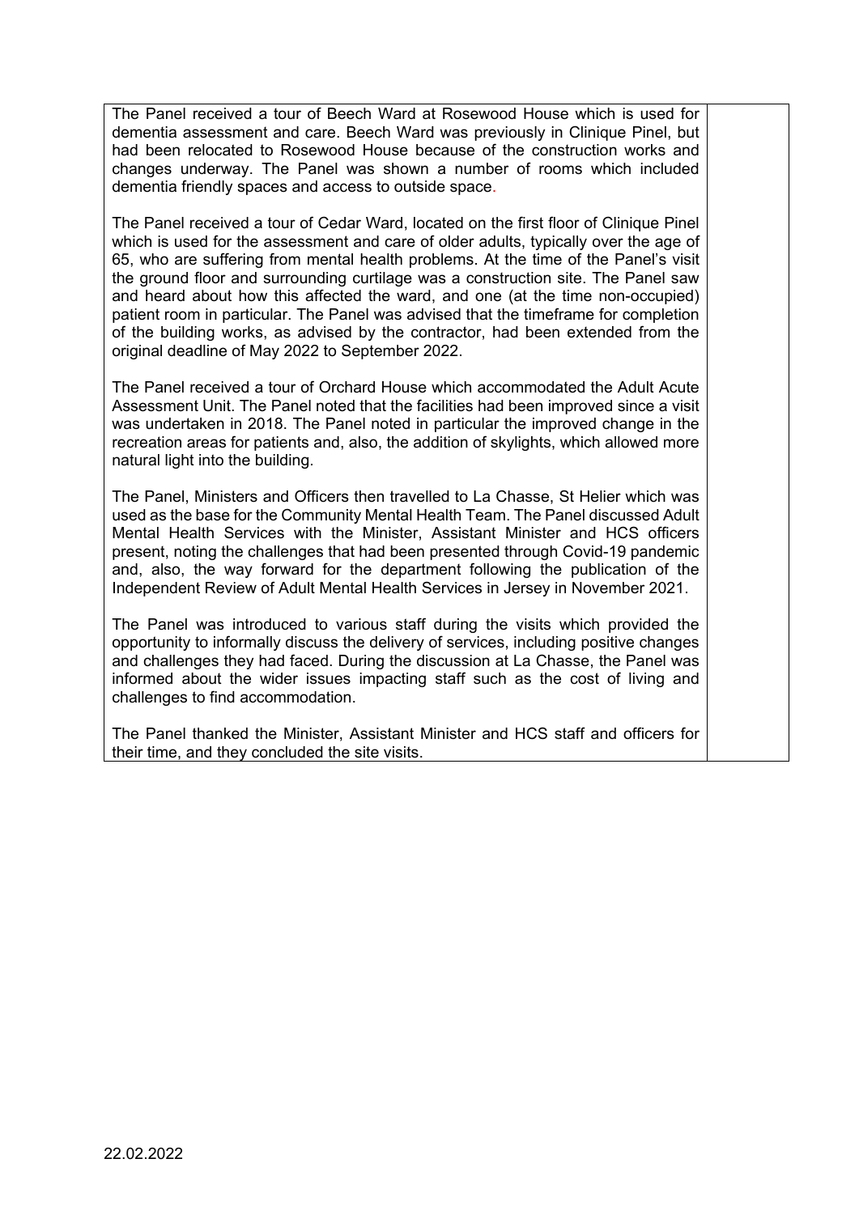The Panel received a tour of Beech Ward at Rosewood House which is used for dementia assessment and care. Beech Ward was previously in Clinique Pinel, but had been relocated to Rosewood House because of the construction works and changes underway. The Panel was shown a number of rooms which included dementia friendly spaces and access to outside space.

The Panel received a tour of Cedar Ward, located on the first floor of Clinique Pinel which is used for the assessment and care of older adults, typically over the age of 65, who are suffering from mental health problems. At the time of the Panel's visit the ground floor and surrounding curtilage was a construction site. The Panel saw and heard about how this affected the ward, and one (at the time non-occupied) patient room in particular. The Panel was advised that the timeframe for completion of the building works, as advised by the contractor, had been extended from the original deadline of May 2022 to September 2022.

The Panel received a tour of Orchard House which accommodated the Adult Acute Assessment Unit. The Panel noted that the facilities had been improved since a visit was undertaken in 2018. The Panel noted in particular the improved change in the recreation areas for patients and, also, the addition of skylights, which allowed more natural light into the building.

The Panel, Ministers and Officers then travelled to La Chasse, St Helier which was used as the base for the Community Mental Health Team. The Panel discussed Adult Mental Health Services with the Minister, Assistant Minister and HCS officers present, noting the challenges that had been presented through Covid-19 pandemic and, also, the way forward for the department following the publication of the Independent Review of Adult Mental Health Services in Jersey in November 2021.

The Panel was introduced to various staff during the visits which provided the opportunity to informally discuss the delivery of services, including positive changes and challenges they had faced. During the discussion at La Chasse, the Panel was informed about the wider issues impacting staff such as the cost of living and challenges to find accommodation.

The Panel thanked the Minister, Assistant Minister and HCS staff and officers for their time, and they concluded the site visits.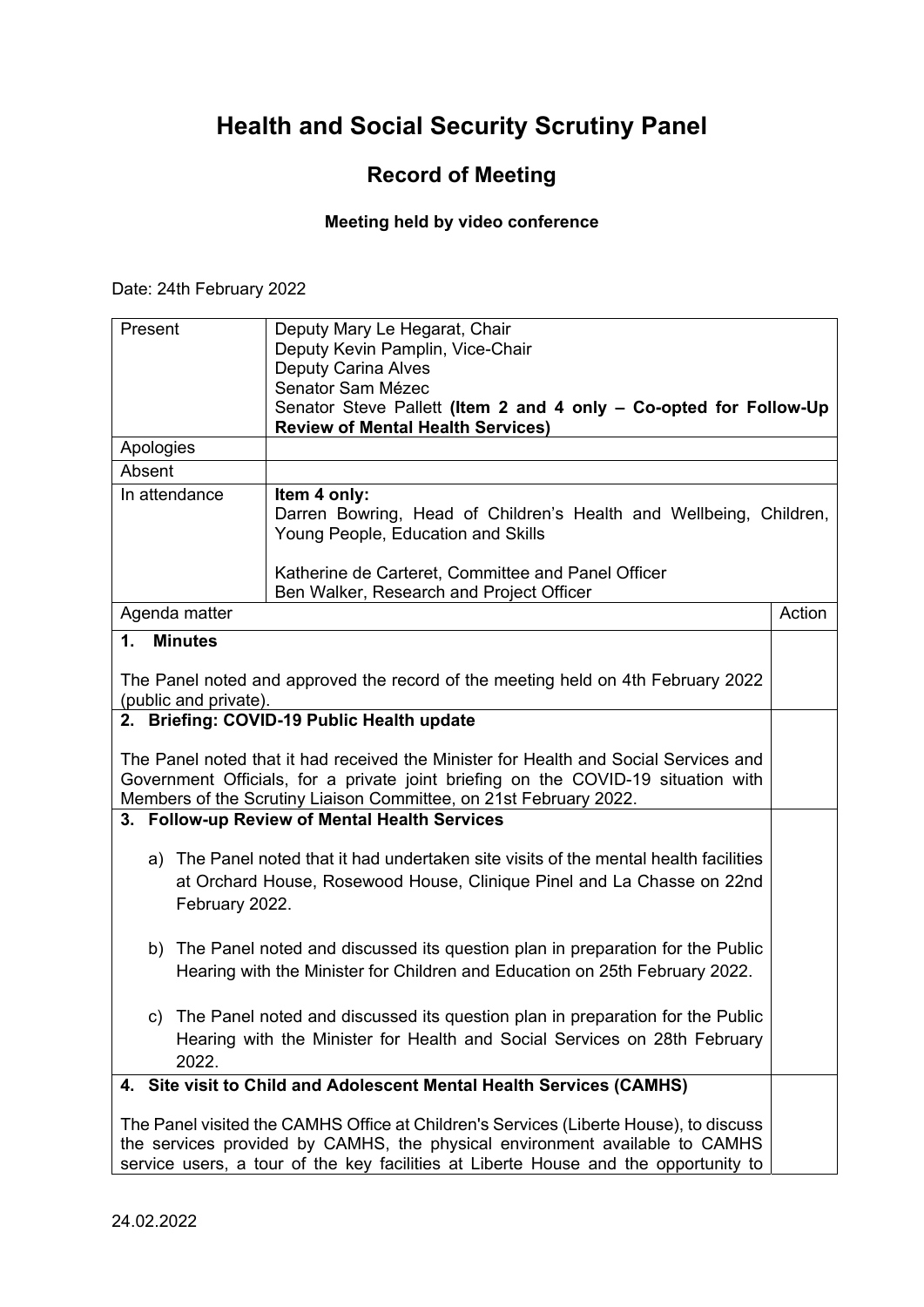# Health and Social Security Scrutiny Panel

## Record of Meeting

**Meeting held by video conference**

Date: 24th February 2022

| | | |
|---|---|---|
| Present | Deputy Mary Le Hegarat, Chair<br>Deputy Kevin Pamplin, Vice-Chair<br>Deputy Carina Alves<br>Senator Sam Mézec<br>Senator Steve Pallett **(Item 2 and 4 only – Co-opted for Follow-Up Review of Mental Health Services)** | |
| Apologies | | |
| Absent | | |
| In attendance | **Item 4 only:**<br>Darren Bowring, Head of Children's Health and Wellbeing, Children, Young People, Education and Skills<br><br>Katherine de Carteret, Committee and Panel Officer<br>Ben Walker, Research and Project Officer | |
| Agenda matter | | Action |
| **1. Minutes**<br><br>The Panel noted and approved the record of the meeting held on 4th February 2022 (public and private). | | |
| **2. Briefing: COVID-19 Public Health update**<br><br>The Panel noted that it had received the Minister for Health and Social Services and Government Officials, for a private joint briefing on the COVID-19 situation with Members of the Scrutiny Liaison Committee, on 21st February 2022. | | |
| **3. Follow-up Review of Mental Health Services**<br><br>a) The Panel noted that it had undertaken site visits of the mental health facilities at Orchard House, Rosewood House, Clinique Pinel and La Chasse on 22nd February 2022.<br><br>b) The Panel noted and discussed its question plan in preparation for the Public Hearing with the Minister for Children and Education on 25th February 2022.<br><br>c) The Panel noted and discussed its question plan in preparation for the Public Hearing with the Minister for Health and Social Services on 28th February 2022. | | |
| **4. Site visit to Child and Adolescent Mental Health Services (CAMHS)**<br><br>The Panel visited the CAMHS Office at Children's Services (Liberte House), to discuss the services provided by CAMHS, the physical environment available to CAMHS service users, a tour of the key facilities at Liberte House and the opportunity to | | |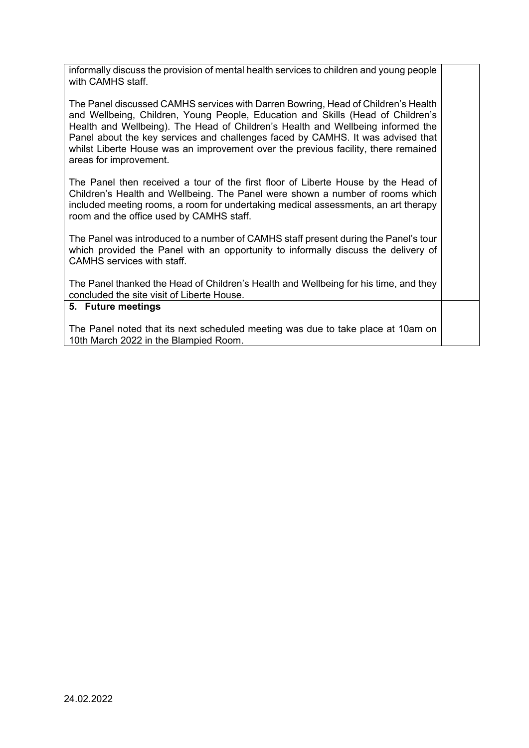| | |
|---|---|
| informally discuss the provision of mental health services to children and young people with CAMHS staff.<br><br>The Panel discussed CAMHS services with Darren Bowring, Head of Children's Health and Wellbeing, Children, Young People, Education and Skills (Head of Children's Health and Wellbeing). The Head of Children's Health and Wellbeing informed the Panel about the key services and challenges faced by CAMHS. It was advised that whilst Liberte House was an improvement over the previous facility, there remained areas for improvement.<br><br>The Panel then received a tour of the first floor of Liberte House by the Head of Children's Health and Wellbeing. The Panel were shown a number of rooms which included meeting rooms, a room for undertaking medical assessments, an art therapy room and the office used by CAMHS staff.<br><br>The Panel was introduced to a number of CAMHS staff present during the Panel's tour which provided the Panel with an opportunity to informally discuss the delivery of CAMHS services with staff.<br><br>The Panel thanked the Head of Children's Health and Wellbeing for his time, and they concluded the site visit of Liberte House. | |
| **5. Future meetings**<br><br>The Panel noted that its next scheduled meeting was due to take place at 10am on 10th March 2022 in the Blampied Room. | |

24.02.2022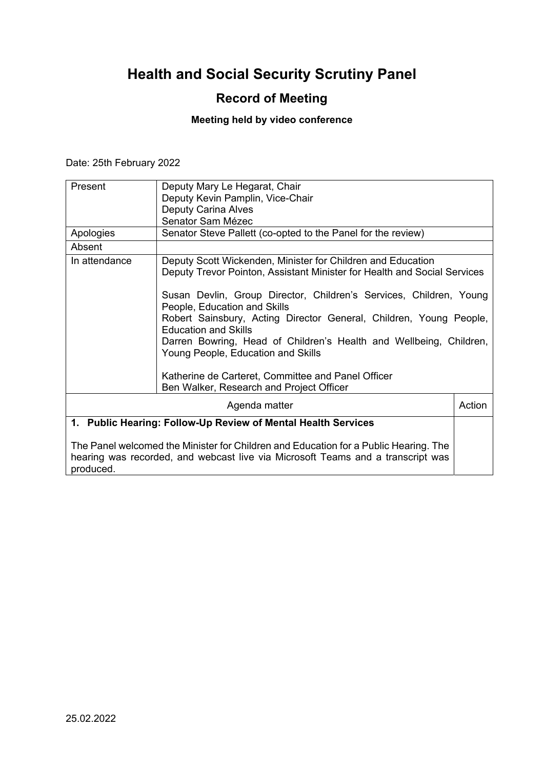# Health and Social Security Scrutiny Panel

## Record of Meeting

**Meeting held by video conference**

Date: 25th February 2022

| | |
|---|---|
| Present | Deputy Mary Le Hegarat, Chair<br>Deputy Kevin Pamplin, Vice-Chair<br>Deputy Carina Alves<br>Senator Sam Mézec |
| Apologies | Senator Steve Pallett (co-opted to the Panel for the review) |
| Absent | |
| In attendance | Deputy Scott Wickenden, Minister for Children and Education<br>Deputy Trevor Pointon, Assistant Minister for Health and Social Services<br><br>Susan Devlin, Group Director, Children's Services, Children, Young People, Education and Skills<br>Robert Sainsbury, Acting Director General, Children, Young People, Education and Skills<br>Darren Bowring, Head of Children's Health and Wellbeing, Children, Young People, Education and Skills<br><br>Katherine de Carteret, Committee and Panel Officer<br>Ben Walker, Research and Project Officer |

| Agenda matter | Action |
|---|---|
| **1. Public Hearing: Follow-Up Review of Mental Health Services**<br><br>The Panel welcomed the Minister for Children and Education for a Public Hearing. The hearing was recorded, and webcast live via Microsoft Teams and a transcript was produced. | |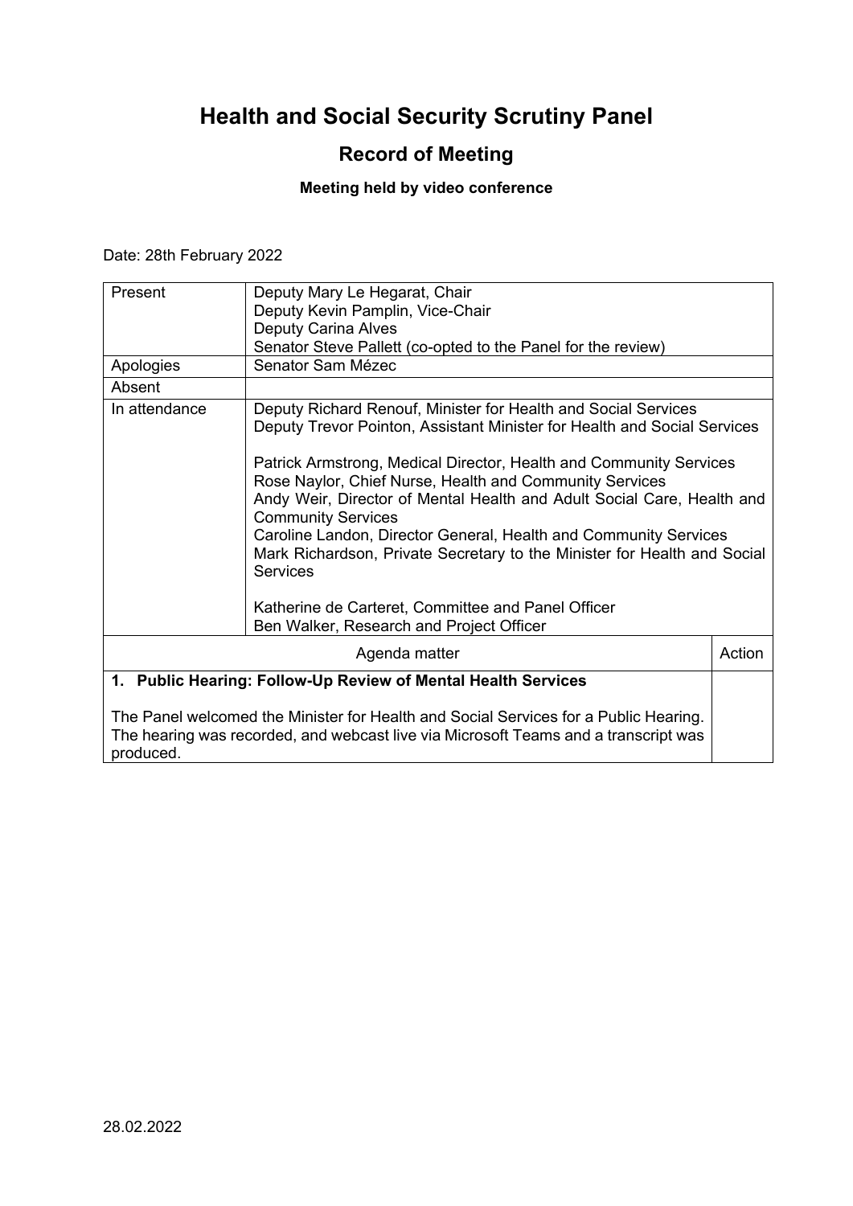# Health and Social Security Scrutiny Panel

## Record of Meeting

### Meeting held by video conference

Date: 28th February 2022

| | |
|---|---|
| Present | Deputy Mary Le Hegarat, Chair<br>Deputy Kevin Pamplin, Vice-Chair<br>Deputy Carina Alves<br>Senator Steve Pallett (co-opted to the Panel for the review) |
| Apologies | Senator Sam Mézec |
| Absent | |
| In attendance | Deputy Richard Renouf, Minister for Health and Social Services<br>Deputy Trevor Pointon, Assistant Minister for Health and Social Services<br><br>Patrick Armstrong, Medical Director, Health and Community Services<br>Rose Naylor, Chief Nurse, Health and Community Services<br>Andy Weir, Director of Mental Health and Adult Social Care, Health and Community Services<br>Caroline Landon, Director General, Health and Community Services<br>Mark Richardson, Private Secretary to the Minister for Health and Social Services<br><br>Katherine de Carteret, Committee and Panel Officer<br>Ben Walker, Research and Project Officer |

| Agenda matter | Action |
|---|---|
| **1. Public Hearing: Follow-Up Review of Mental Health Services**<br><br>The Panel welcomed the Minister for Health and Social Services for a Public Hearing. The hearing was recorded, and webcast live via Microsoft Teams and a transcript was produced. | |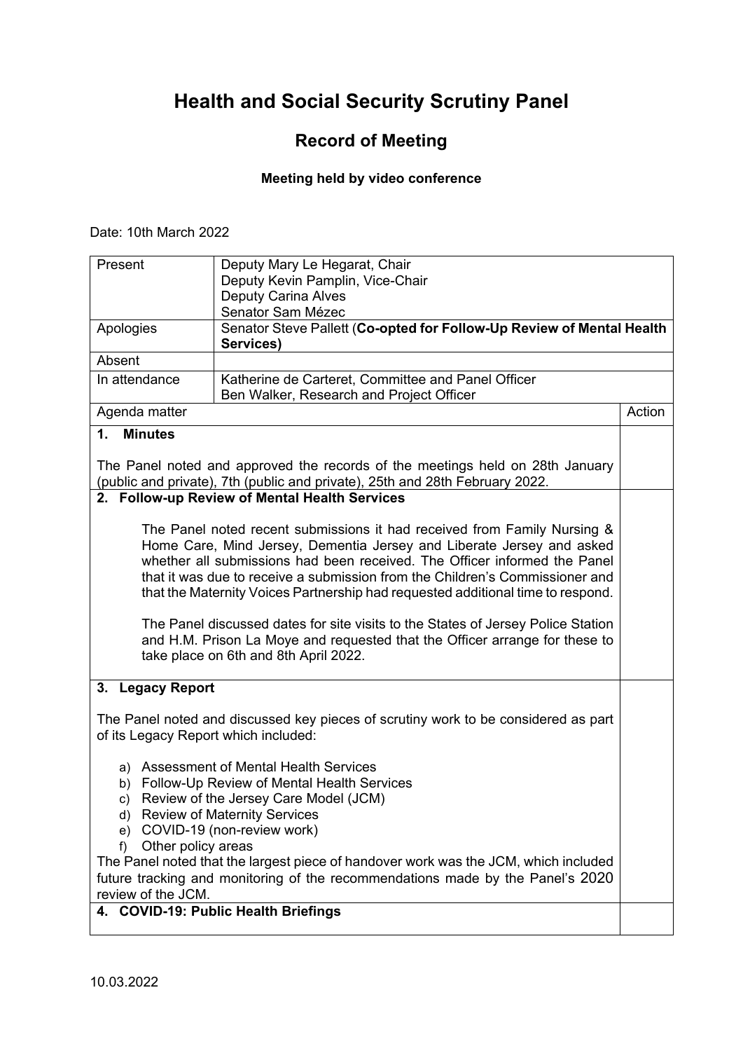# Health and Social Security Scrutiny Panel

## Record of Meeting

### Meeting held by video conference

Date: 10th March 2022

| Present | Deputy Mary Le Hegarat, Chair<br>Deputy Kevin Pamplin, Vice-Chair<br>Deputy Carina Alves<br>Senator Sam Mézec | |
|---|---|---|
| Apologies | Senator Steve Pallett (**Co-opted for Follow-Up Review of Mental Health Services)** | |
| Absent | | |
| In attendance | Katherine de Carteret, Committee and Panel Officer<br>Ben Walker, Research and Project Officer | |
| Agenda matter | | Action |
| **1. Minutes**<br><br>The Panel noted and approved the records of the meetings held on 28th January (public and private), 7th (public and private), 25th and 28th February 2022. | | |
| **2. Follow-up Review of Mental Health Services**<br><br>The Panel noted recent submissions it had received from Family Nursing & Home Care, Mind Jersey, Dementia Jersey and Liberate Jersey and asked whether all submissions had been received. The Officer informed the Panel that it was due to receive a submission from the Children's Commissioner and that the Maternity Voices Partnership had requested additional time to respond.<br><br>The Panel discussed dates for site visits to the States of Jersey Police Station and H.M. Prison La Moye and requested that the Officer arrange for these to take place on 6th and 8th April 2022. | | |
| **3. Legacy Report**<br><br>The Panel noted and discussed key pieces of scrutiny work to be considered as part of its Legacy Report which included:<br><br>a) Assessment of Mental Health Services<br>b) Follow-Up Review of Mental Health Services<br>c) Review of the Jersey Care Model (JCM)<br>d) Review of Maternity Services<br>e) COVID-19 (non-review work)<br>f) Other policy areas<br>The Panel noted that the largest piece of handover work was the JCM, which included future tracking and monitoring of the recommendations made by the Panel's 2020 review of the JCM. | | |
| **4. COVID-19: Public Health Briefings** | | |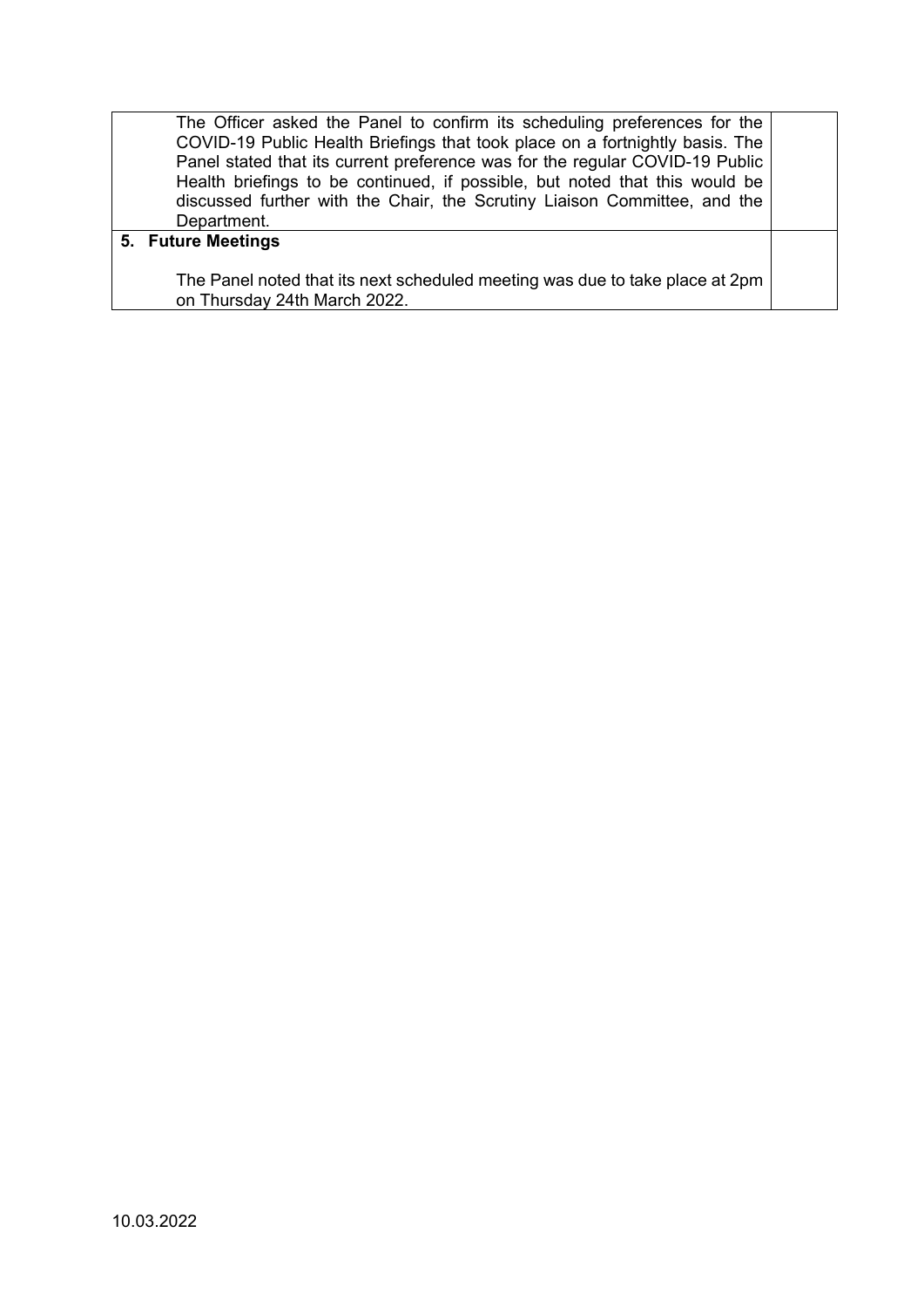| | |
|---|---|
| The Officer asked the Panel to confirm its scheduling preferences for the COVID-19 Public Health Briefings that took place on a fortnightly basis. The Panel stated that its current preference was for the regular COVID-19 Public Health briefings to be continued, if possible, but noted that this would be discussed further with the Chair, the Scrutiny Liaison Committee, and the Department. | |
| **5. Future Meetings**<br><br>The Panel noted that its next scheduled meeting was due to take place at 2pm on Thursday 24th March 2022. | |

10.03.2022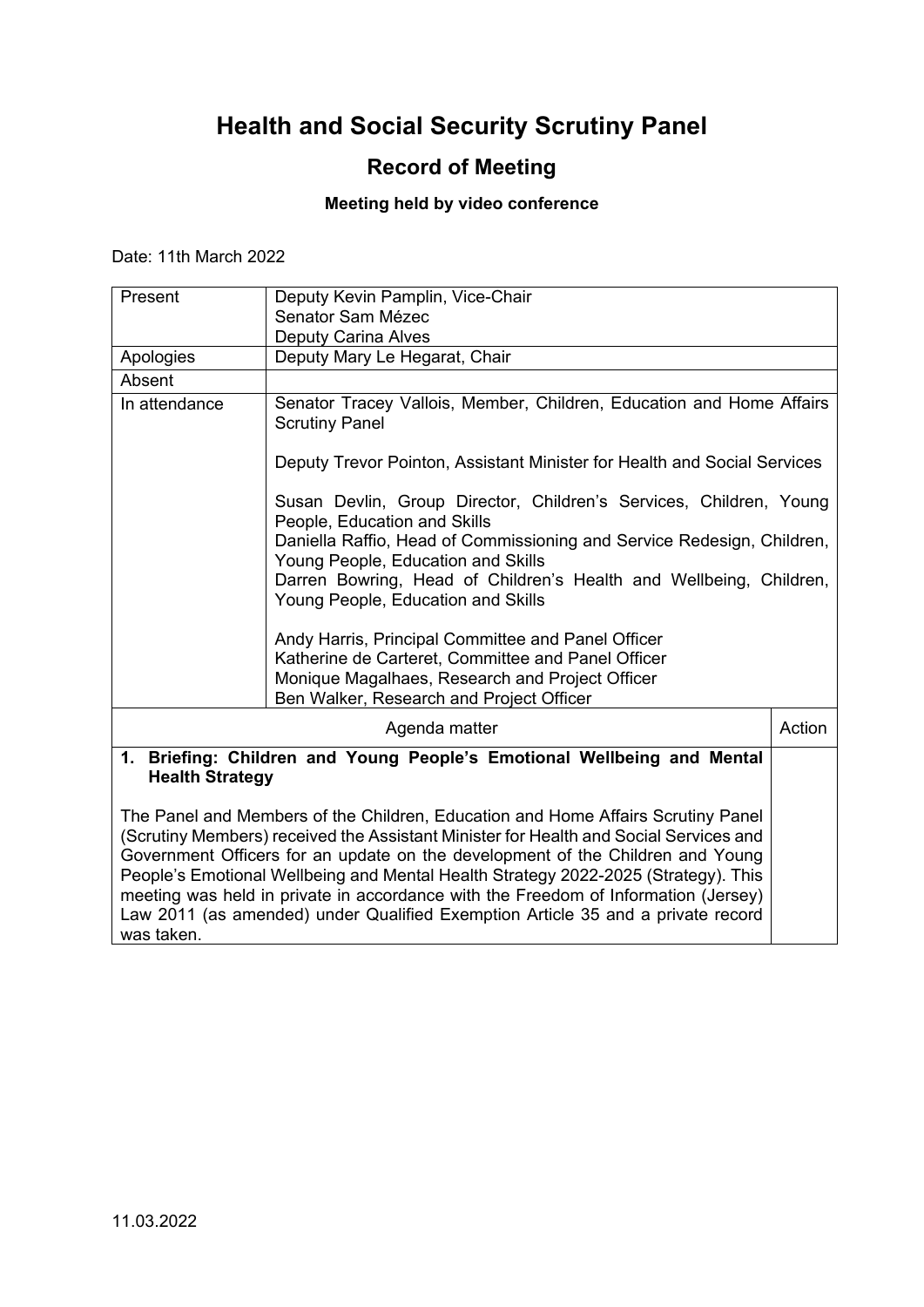# Health and Social Security Scrutiny Panel

## Record of Meeting

### Meeting held by video conference

Date: 11th March 2022

| | |
|---|---|
| Present | Deputy Kevin Pamplin, Vice-Chair<br>Senator Sam Mézec<br>Deputy Carina Alves |
| Apologies | Deputy Mary Le Hegarat, Chair |
| Absent | |
| In attendance | Senator Tracey Vallois, Member, Children, Education and Home Affairs Scrutiny Panel<br><br>Deputy Trevor Pointon, Assistant Minister for Health and Social Services<br><br>Susan Devlin, Group Director, Children's Services, Children, Young People, Education and Skills<br>Daniella Raffio, Head of Commissioning and Service Redesign, Children, Young People, Education and Skills<br>Darren Bowring, Head of Children's Health and Wellbeing, Children, Young People, Education and Skills<br><br>Andy Harris, Principal Committee and Panel Officer<br>Katherine de Carteret, Committee and Panel Officer<br>Monique Magalhaes, Research and Project Officer<br>Ben Walker, Research and Project Officer |

| Agenda matter | Action |
|---|---|
| **1. Briefing: Children and Young People's Emotional Wellbeing and Mental Health Strategy**<br><br>The Panel and Members of the Children, Education and Home Affairs Scrutiny Panel (Scrutiny Members) received the Assistant Minister for Health and Social Services and Government Officers for an update on the development of the Children and Young People's Emotional Wellbeing and Mental Health Strategy 2022-2025 (Strategy). This meeting was held in private in accordance with the Freedom of Information (Jersey) Law 2011 (as amended) under Qualified Exemption Article 35 and a private record was taken. | |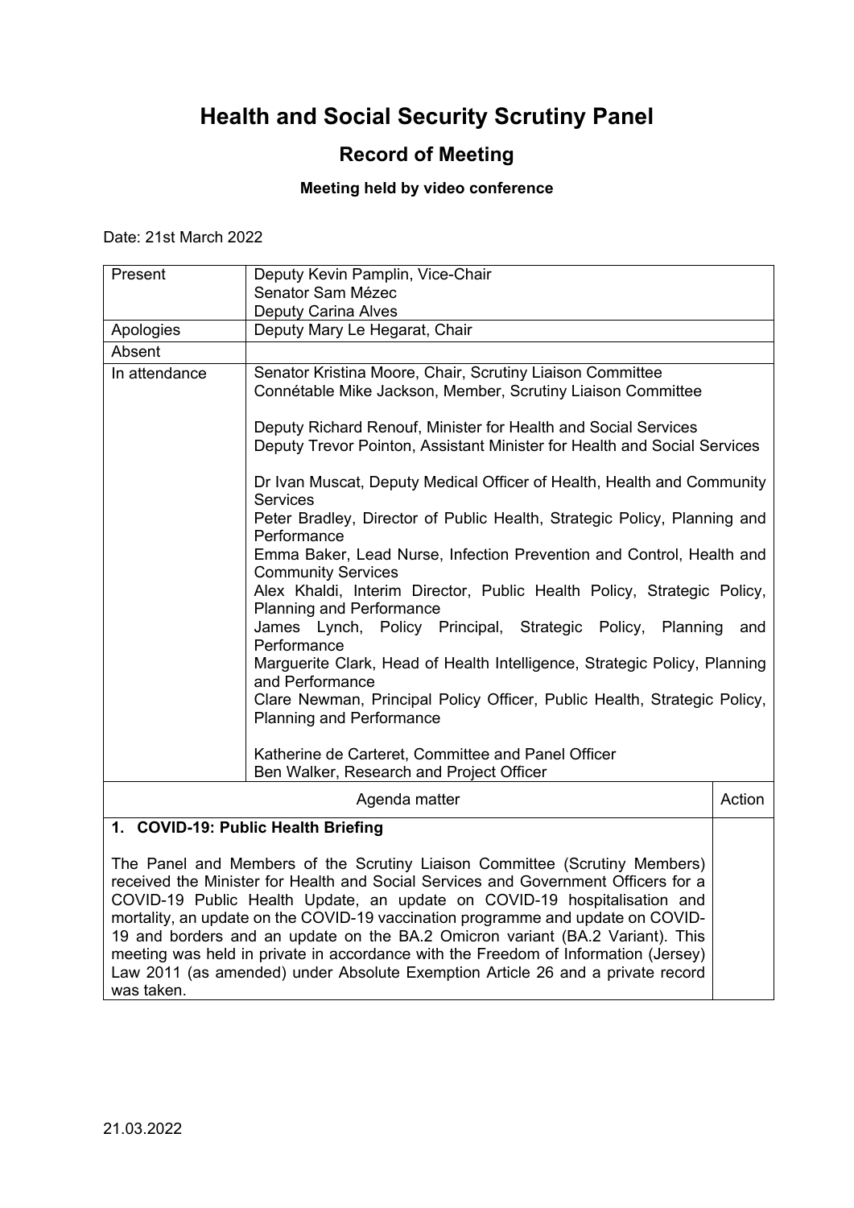# Health and Social Security Scrutiny Panel

## Record of Meeting

**Meeting held by video conference**

Date: 21st March 2022

| | |
|---|---|
| Present | Deputy Kevin Pamplin, Vice-Chair<br>Senator Sam Mézec<br>Deputy Carina Alves |
| Apologies | Deputy Mary Le Hegarat, Chair |
| Absent | |
| In attendance | Senator Kristina Moore, Chair, Scrutiny Liaison Committee<br>Connétable Mike Jackson, Member, Scrutiny Liaison Committee<br><br>Deputy Richard Renouf, Minister for Health and Social Services<br>Deputy Trevor Pointon, Assistant Minister for Health and Social Services<br><br>Dr Ivan Muscat, Deputy Medical Officer of Health, Health and Community Services<br>Peter Bradley, Director of Public Health, Strategic Policy, Planning and Performance<br>Emma Baker, Lead Nurse, Infection Prevention and Control, Health and Community Services<br>Alex Khaldi, Interim Director, Public Health Policy, Strategic Policy, Planning and Performance<br>James Lynch, Policy Principal, Strategic Policy, Planning and Performance<br>Marguerite Clark, Head of Health Intelligence, Strategic Policy, Planning and Performance<br>Clare Newman, Principal Policy Officer, Public Health, Strategic Policy, Planning and Performance<br><br>Katherine de Carteret, Committee and Panel Officer<br>Ben Walker, Research and Project Officer |

| Agenda matter | Action |
|---|---|
| **1. COVID-19: Public Health Briefing**<br><br>The Panel and Members of the Scrutiny Liaison Committee (Scrutiny Members) received the Minister for Health and Social Services and Government Officers for a COVID-19 Public Health Update, an update on COVID-19 hospitalisation and mortality, an update on the COVID-19 vaccination programme and update on COVID-19 and borders and an update on the BA.2 Omicron variant (BA.2 Variant). This meeting was held in private in accordance with the Freedom of Information (Jersey) Law 2011 (as amended) under Absolute Exemption Article 26 and a private record was taken. | |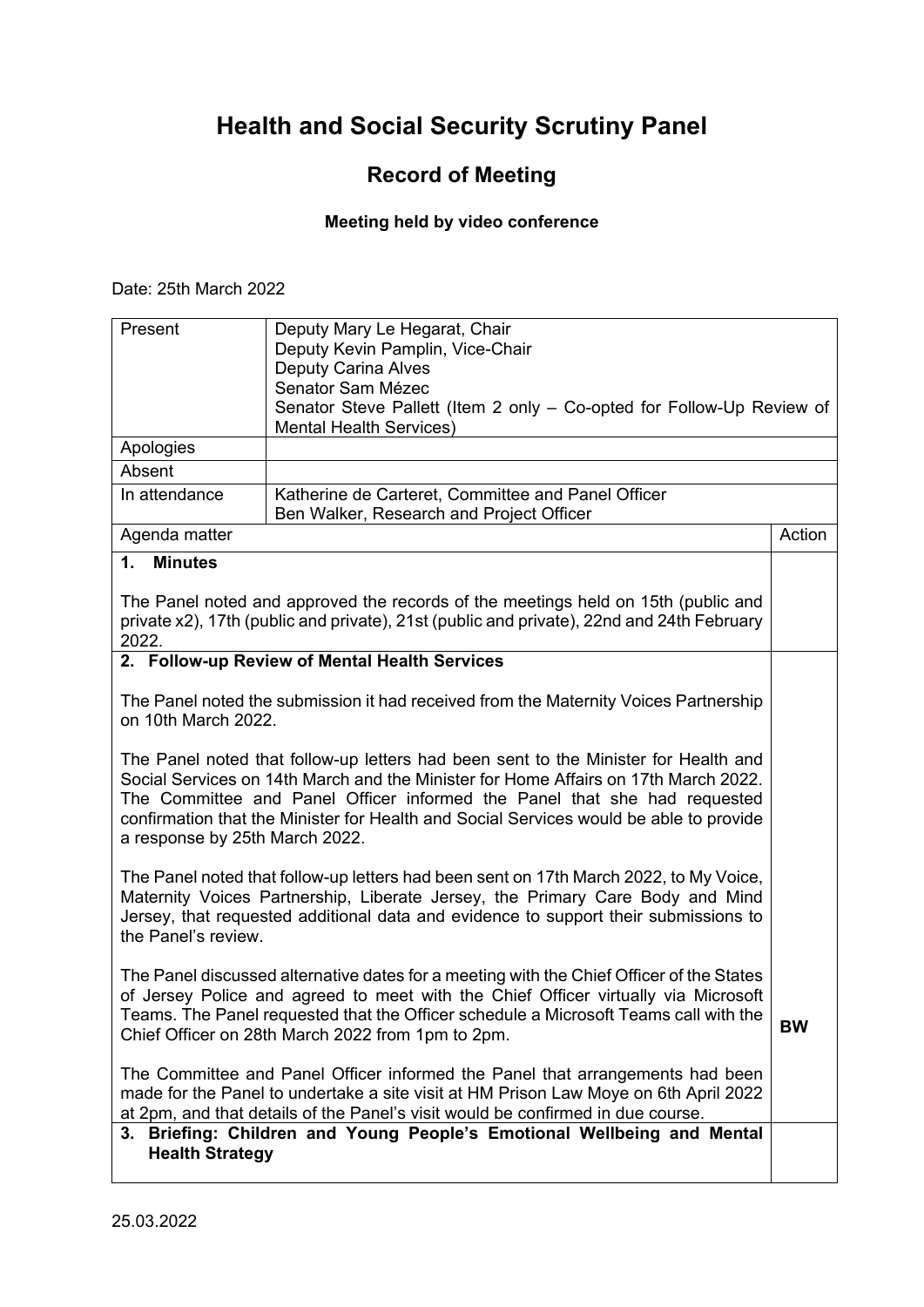# Health and Social Security Scrutiny Panel

## Record of Meeting

**Meeting held by video conference**

Date: 25th March 2022

| Present | Deputy Mary Le Hegarat, Chair<br>Deputy Kevin Pamplin, Vice-Chair<br>Deputy Carina Alves<br>Senator Sam Mézec<br>Senator Steve Pallett (Item 2 only – Co-opted for Follow-Up Review of Mental Health Services) |
|---|---|
| Apologies | |
| Absent | |
| In attendance | Katherine de Carteret, Committee and Panel Officer<br>Ben Walker, Research and Project Officer |

| Agenda matter | Action |
|---|---|
| **1. Minutes**<br><br>The Panel noted and approved the records of the meetings held on 15th (public and private x2), 17th (public and private), 21st (public and private), 22nd and 24th February 2022. | |
| **2. Follow-up Review of Mental Health Services**<br><br>The Panel noted the submission it had received from the Maternity Voices Partnership on 10th March 2022.<br><br>The Panel noted that follow-up letters had been sent to the Minister for Health and Social Services on 14th March and the Minister for Home Affairs on 17th March 2022. The Committee and Panel Officer informed the Panel that she had requested confirmation that the Minister for Health and Social Services would be able to provide a response by 25th March 2022.<br><br>The Panel noted that follow-up letters had been sent on 17th March 2022, to My Voice, Maternity Voices Partnership, Liberate Jersey, the Primary Care Body and Mind Jersey, that requested additional data and evidence to support their submissions to the Panel's review.<br><br>The Panel discussed alternative dates for a meeting with the Chief Officer of the States of Jersey Police and agreed to meet with the Chief Officer virtually via Microsoft Teams. The Panel requested that the Officer schedule a Microsoft Teams call with the Chief Officer on 28th March 2022 from 1pm to 2pm.<br><br>The Committee and Panel Officer informed the Panel that arrangements had been made for the Panel to undertake a site visit at HM Prison Law Moye on 6th April 2022 at 2pm, and that details of the Panel's visit would be confirmed in due course. | **BW** |
| **3. Briefing: Children and Young People's Emotional Wellbeing and Mental Health Strategy** | |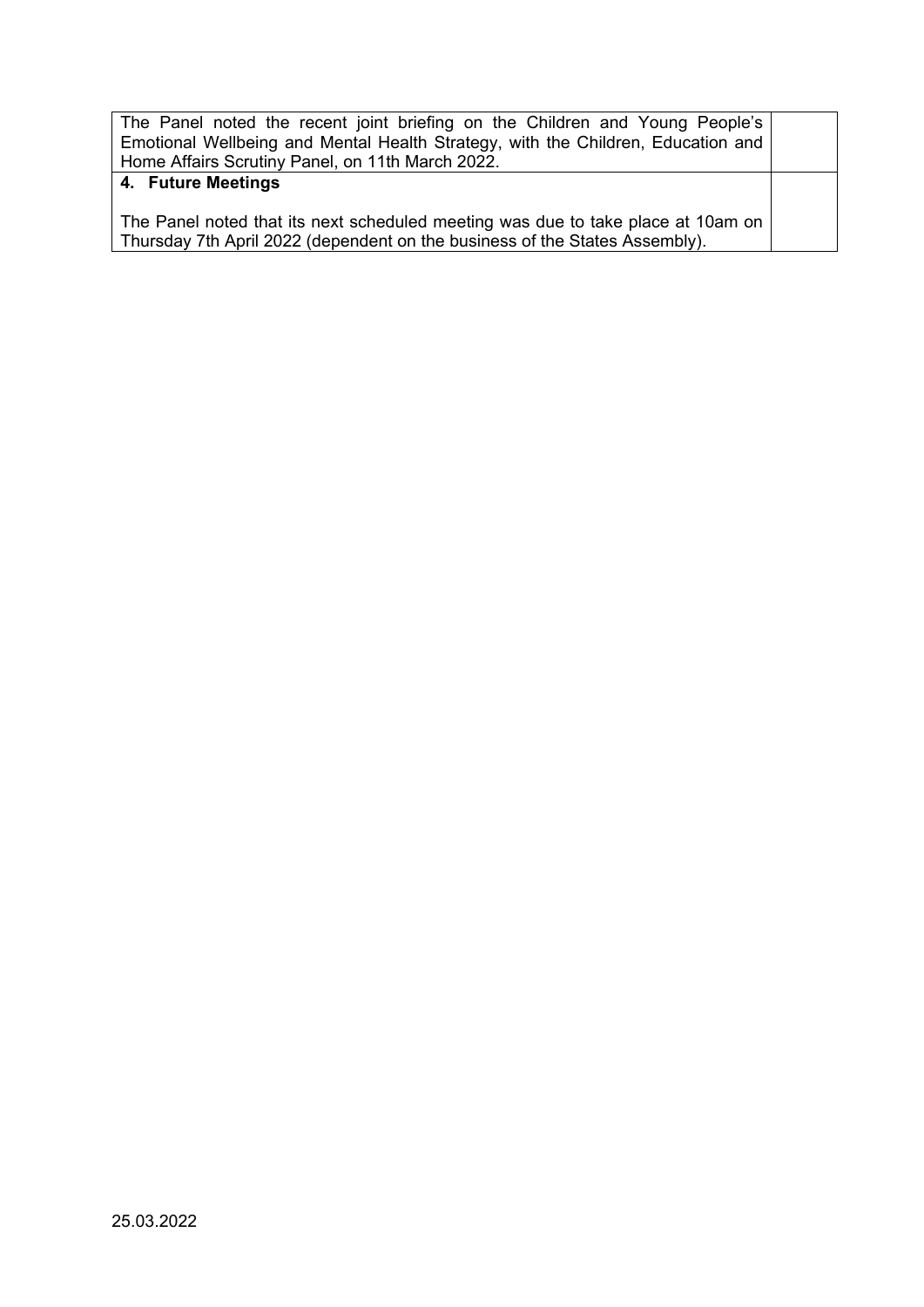| | |
|---|---|
| The Panel noted the recent joint briefing on the Children and Young People's Emotional Wellbeing and Mental Health Strategy, with the Children, Education and Home Affairs Scrutiny Panel, on 11th March 2022. | |
| **4. Future Meetings**<br><br>The Panel noted that its next scheduled meeting was due to take place at 10am on Thursday 7th April 2022 (dependent on the business of the States Assembly). | |

25.03.2022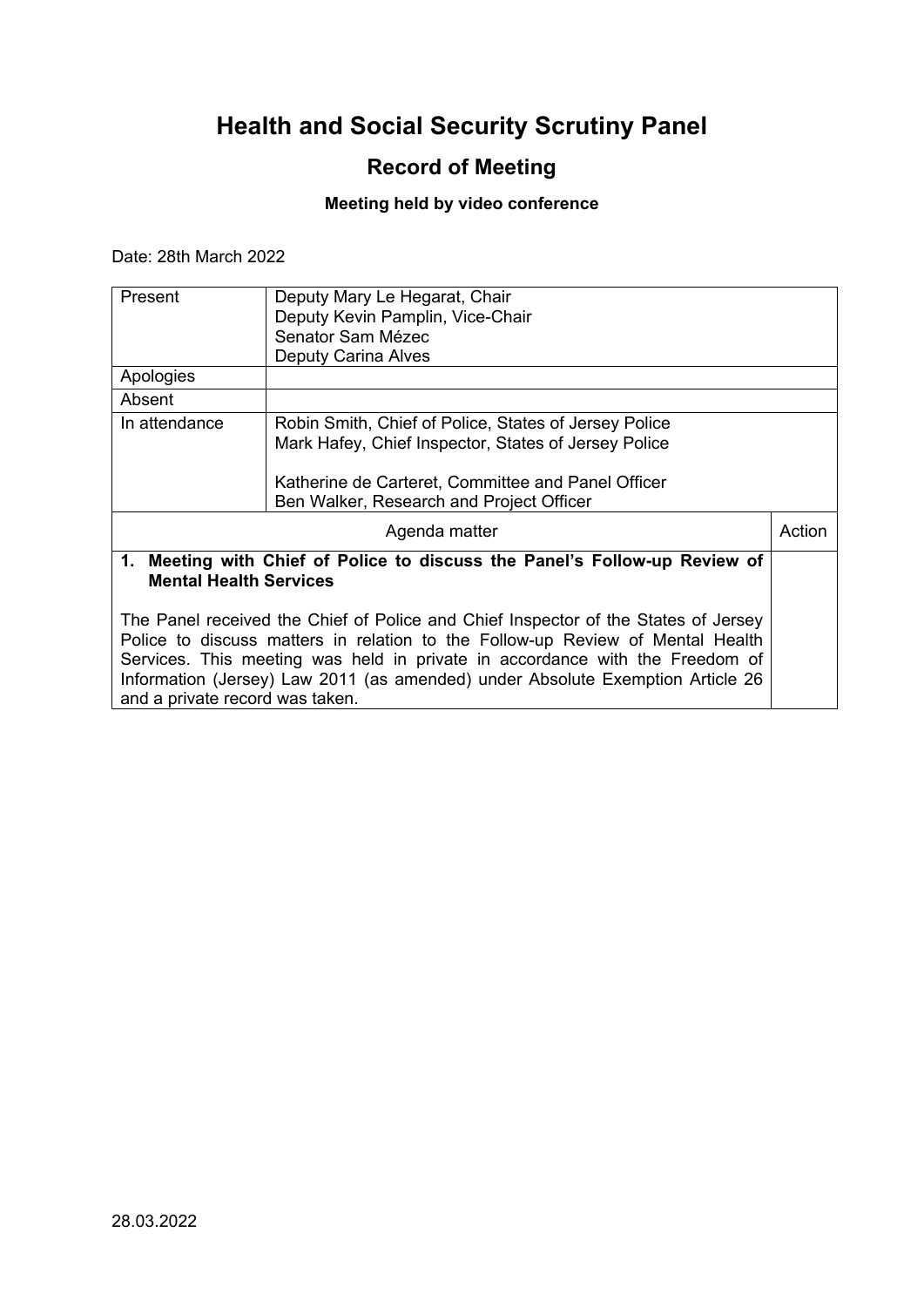# Health and Social Security Scrutiny Panel

## Record of Meeting

**Meeting held by video conference**

Date: 28th March 2022

| | | |
|---|---|---|
| Present | Deputy Mary Le Hegarat, Chair<br>Deputy Kevin Pamplin, Vice-Chair<br>Senator Sam Mézec<br>Deputy Carina Alves | |
| Apologies | | |
| Absent | | |
| In attendance | Robin Smith, Chief of Police, States of Jersey Police<br>Mark Hafey, Chief Inspector, States of Jersey Police<br><br>Katherine de Carteret, Committee and Panel Officer<br>Ben Walker, Research and Project Officer | |

| Agenda matter | Action |
|---|---|
| **1. Meeting with Chief of Police to discuss the Panel's Follow-up Review of Mental Health Services**<br><br>The Panel received the Chief of Police and Chief Inspector of the States of Jersey Police to discuss matters in relation to the Follow-up Review of Mental Health Services. This meeting was held in private in accordance with the Freedom of Information (Jersey) Law 2011 (as amended) under Absolute Exemption Article 26 and a private record was taken. | |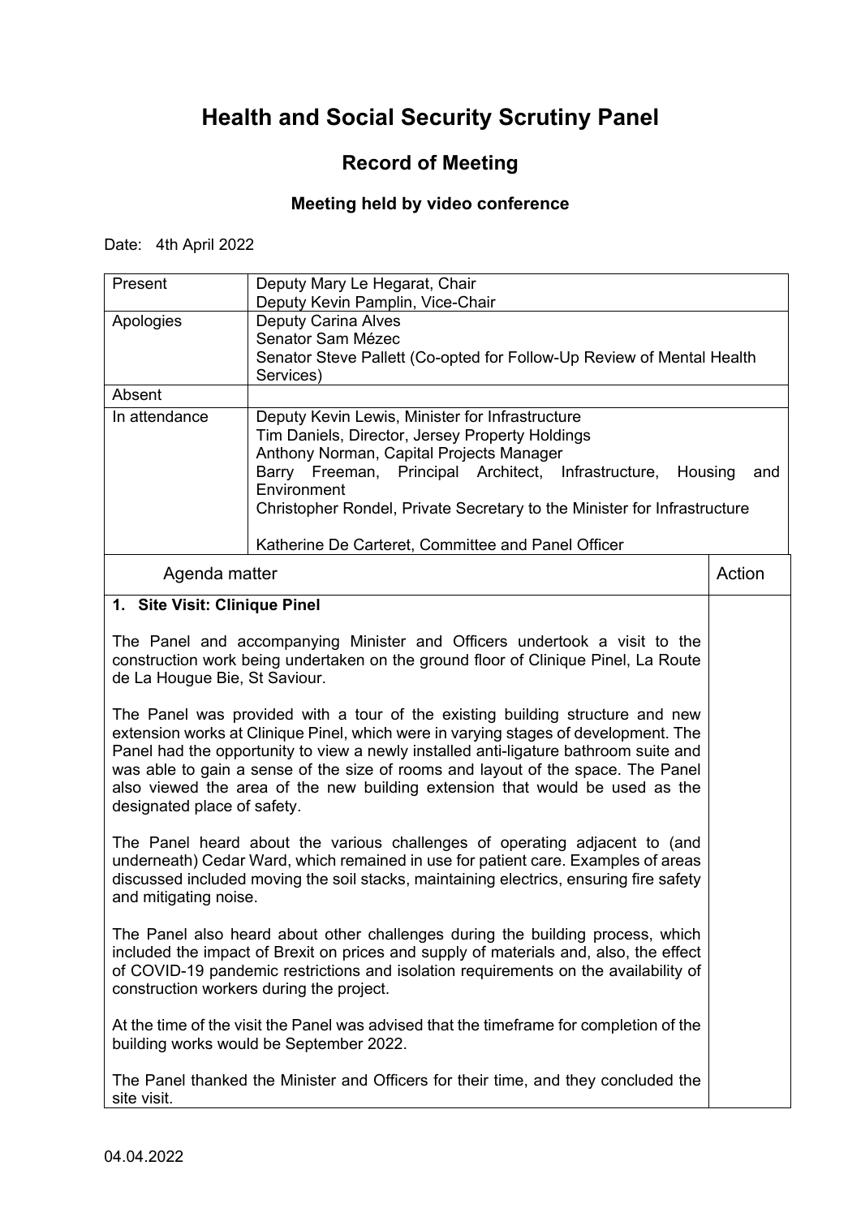# Health and Social Security Scrutiny Panel

## Record of Meeting

### Meeting held by video conference

Date: 4th April 2022

| | |
|---|---|
| Present | Deputy Mary Le Hegarat, Chair<br>Deputy Kevin Pamplin, Vice-Chair |
| Apologies | Deputy Carina Alves<br>Senator Sam Mézec<br>Senator Steve Pallett (Co-opted for Follow-Up Review of Mental Health Services) |
| Absent | |
| In attendance | Deputy Kevin Lewis, Minister for Infrastructure<br>Tim Daniels, Director, Jersey Property Holdings<br>Anthony Norman, Capital Projects Manager<br>Barry Freeman, Principal Architect, Infrastructure, Housing and Environment<br>Christopher Rondel, Private Secretary to the Minister for Infrastructure<br><br>Katherine De Carteret, Committee and Panel Officer |

| Agenda matter | Action |
|---|---|
| **1. Site Visit: Clinique Pinel**<br><br>The Panel and accompanying Minister and Officers undertook a visit to the construction work being undertaken on the ground floor of Clinique Pinel, La Route de La Hougue Bie, St Saviour.<br><br>The Panel was provided with a tour of the existing building structure and new extension works at Clinique Pinel, which were in varying stages of development. The Panel had the opportunity to view a newly installed anti-ligature bathroom suite and was able to gain a sense of the size of rooms and layout of the space. The Panel also viewed the area of the new building extension that would be used as the designated place of safety.<br><br>The Panel heard about the various challenges of operating adjacent to (and underneath) Cedar Ward, which remained in use for patient care. Examples of areas discussed included moving the soil stacks, maintaining electrics, ensuring fire safety and mitigating noise.<br><br>The Panel also heard about other challenges during the building process, which included the impact of Brexit on prices and supply of materials and, also, the effect of COVID-19 pandemic restrictions and isolation requirements on the availability of construction workers during the project.<br><br>At the time of the visit the Panel was advised that the timeframe for completion of the building works would be September 2022.<br><br>The Panel thanked the Minister and Officers for their time, and they concluded the site visit. | |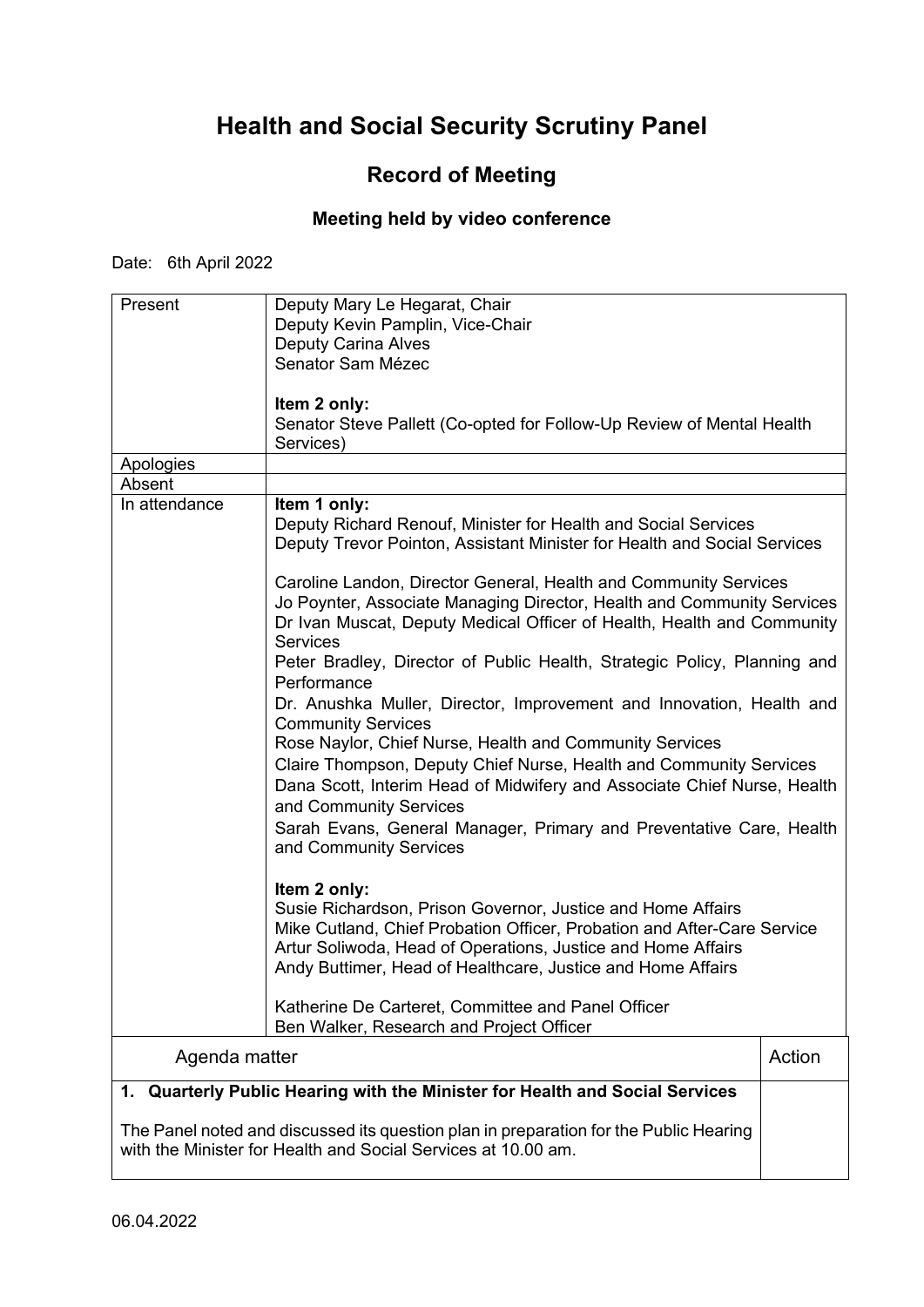# Health and Social Security Scrutiny Panel

## Record of Meeting

### Meeting held by video conference

Date: 6th April 2022

| | |
|---|---|
| Present | Deputy Mary Le Hegarat, Chair<br>Deputy Kevin Pamplin, Vice-Chair<br>Deputy Carina Alves<br>Senator Sam Mézec<br><br>**Item 2 only:**<br>Senator Steve Pallett (Co-opted for Follow-Up Review of Mental Health Services) |
| Apologies | |
| Absent | |
| In attendance | **Item 1 only:**<br>Deputy Richard Renouf, Minister for Health and Social Services<br>Deputy Trevor Pointon, Assistant Minister for Health and Social Services<br><br>Caroline Landon, Director General, Health and Community Services<br>Jo Poynter, Associate Managing Director, Health and Community Services<br>Dr Ivan Muscat, Deputy Medical Officer of Health, Health and Community Services<br>Peter Bradley, Director of Public Health, Strategic Policy, Planning and Performance<br>Dr. Anushka Muller, Director, Improvement and Innovation, Health and Community Services<br>Rose Naylor, Chief Nurse, Health and Community Services<br>Claire Thompson, Deputy Chief Nurse, Health and Community Services<br>Dana Scott, Interim Head of Midwifery and Associate Chief Nurse, Health and Community Services<br>Sarah Evans, General Manager, Primary and Preventative Care, Health and Community Services<br><br>**Item 2 only:**<br>Susie Richardson, Prison Governor, Justice and Home Affairs<br>Mike Cutland, Chief Probation Officer, Probation and After-Care Service<br>Artur Soliwoda, Head of Operations, Justice and Home Affairs<br>Andy Buttimer, Head of Healthcare, Justice and Home Affairs<br><br>Katherine De Carteret, Committee and Panel Officer<br>Ben Walker, Research and Project Officer |

| Agenda matter | Action |
|---|---|
| **1. Quarterly Public Hearing with the Minister for Health and Social Services**<br><br>The Panel noted and discussed its question plan in preparation for the Public Hearing with the Minister for Health and Social Services at 10.00 am. | |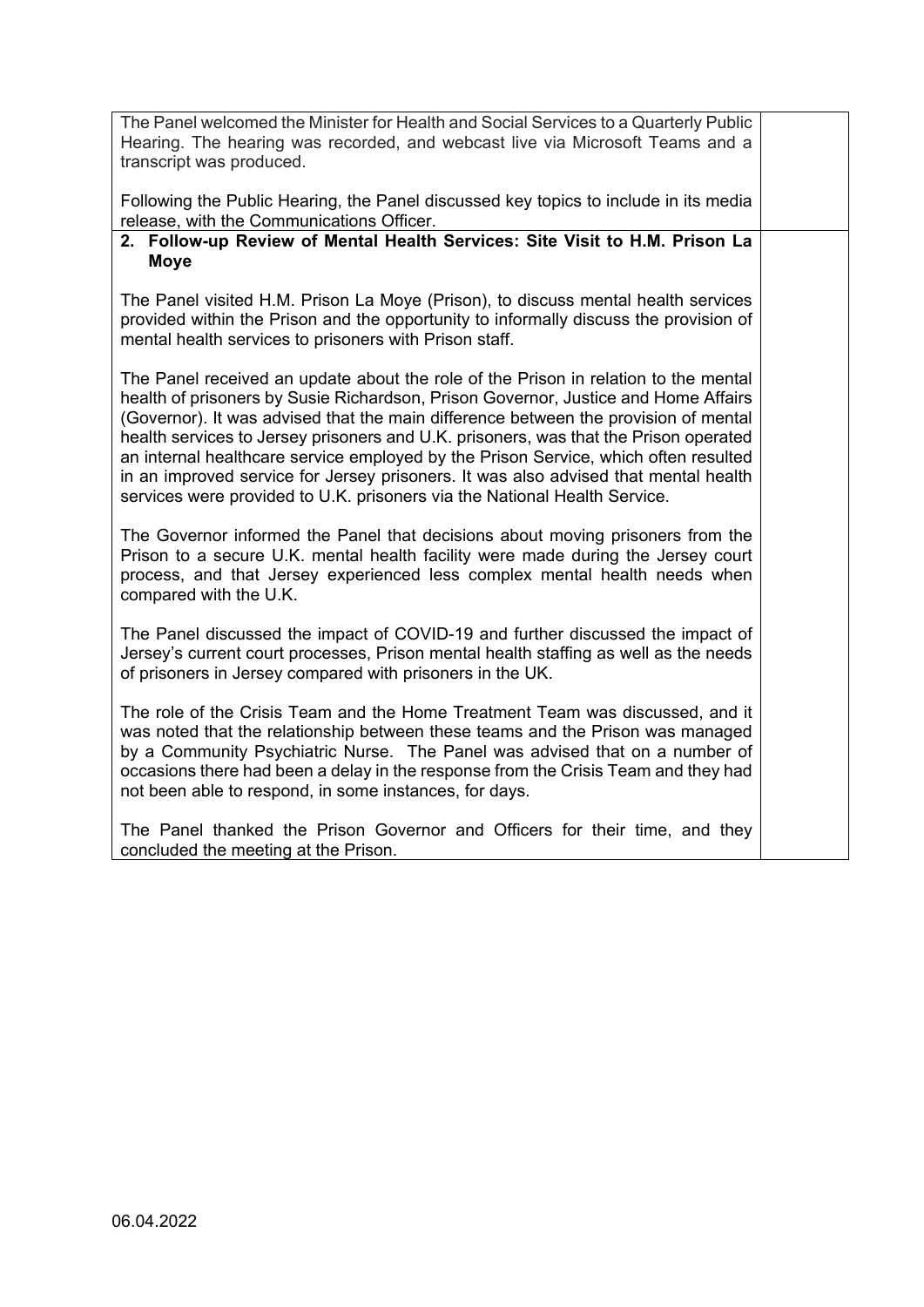The Panel welcomed the Minister for Health and Social Services to a Quarterly Public Hearing. The hearing was recorded, and webcast live via Microsoft Teams and a transcript was produced.

Following the Public Hearing, the Panel discussed key topics to include in its media release, with the Communications Officer.

**2. Follow-up Review of Mental Health Services: Site Visit to H.M. Prison La Moye**

The Panel visited H.M. Prison La Moye (Prison), to discuss mental health services provided within the Prison and the opportunity to informally discuss the provision of mental health services to prisoners with Prison staff.

The Panel received an update about the role of the Prison in relation to the mental health of prisoners by Susie Richardson, Prison Governor, Justice and Home Affairs (Governor). It was advised that the main difference between the provision of mental health services to Jersey prisoners and U.K. prisoners, was that the Prison operated an internal healthcare service employed by the Prison Service, which often resulted in an improved service for Jersey prisoners. It was also advised that mental health services were provided to U.K. prisoners via the National Health Service.

The Governor informed the Panel that decisions about moving prisoners from the Prison to a secure U.K. mental health facility were made during the Jersey court process, and that Jersey experienced less complex mental health needs when compared with the U.K.

The Panel discussed the impact of COVID-19 and further discussed the impact of Jersey's current court processes, Prison mental health staffing as well as the needs of prisoners in Jersey compared with prisoners in the UK.

The role of the Crisis Team and the Home Treatment Team was discussed, and it was noted that the relationship between these teams and the Prison was managed by a Community Psychiatric Nurse. The Panel was advised that on a number of occasions there had been a delay in the response from the Crisis Team and they had not been able to respond, in some instances, for days.

The Panel thanked the Prison Governor and Officers for their time, and they concluded the meeting at the Prison.

06.04.2022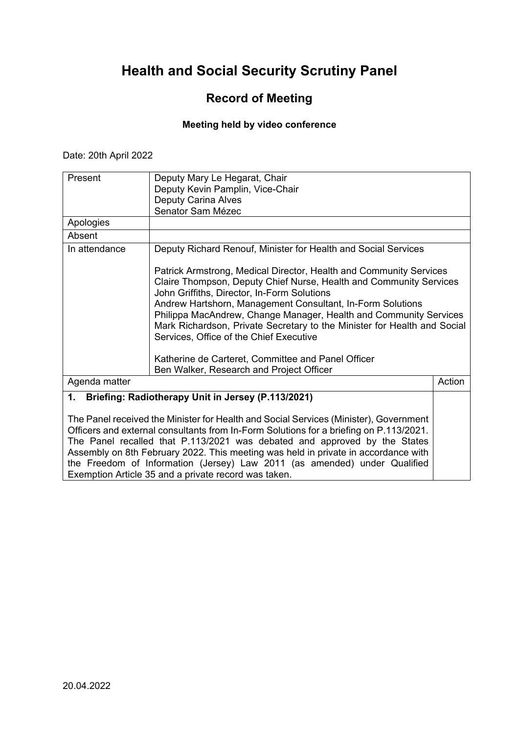# Health and Social Security Scrutiny Panel

## Record of Meeting

### Meeting held by video conference

Date: 20th April 2022

| Present | Deputy Mary Le Hegarat, Chair<br>Deputy Kevin Pamplin, Vice-Chair<br>Deputy Carina Alves<br>Senator Sam Mézec | |
|---|---|---|
| Apologies | | |
| Absent | | |
| In attendance | Deputy Richard Renouf, Minister for Health and Social Services<br><br>Patrick Armstrong, Medical Director, Health and Community Services<br>Claire Thompson, Deputy Chief Nurse, Health and Community Services<br>John Griffiths, Director, In-Form Solutions<br>Andrew Hartshorn, Management Consultant, In-Form Solutions<br>Philippa MacAndrew, Change Manager, Health and Community Services<br>Mark Richardson, Private Secretary to the Minister for Health and Social Services, Office of the Chief Executive<br><br>Katherine de Carteret, Committee and Panel Officer<br>Ben Walker, Research and Project Officer | |
| Agenda matter | | Action |
| **1. Briefing: Radiotherapy Unit in Jersey (P.113/2021)**<br><br>The Panel received the Minister for Health and Social Services (Minister), Government Officers and external consultants from In-Form Solutions for a briefing on P.113/2021. The Panel recalled that P.113/2021 was debated and approved by the States Assembly on 8th February 2022. This meeting was held in private in accordance with the Freedom of Information (Jersey) Law 2011 (as amended) under Qualified Exemption Article 35 and a private record was taken. | | |

20.04.2022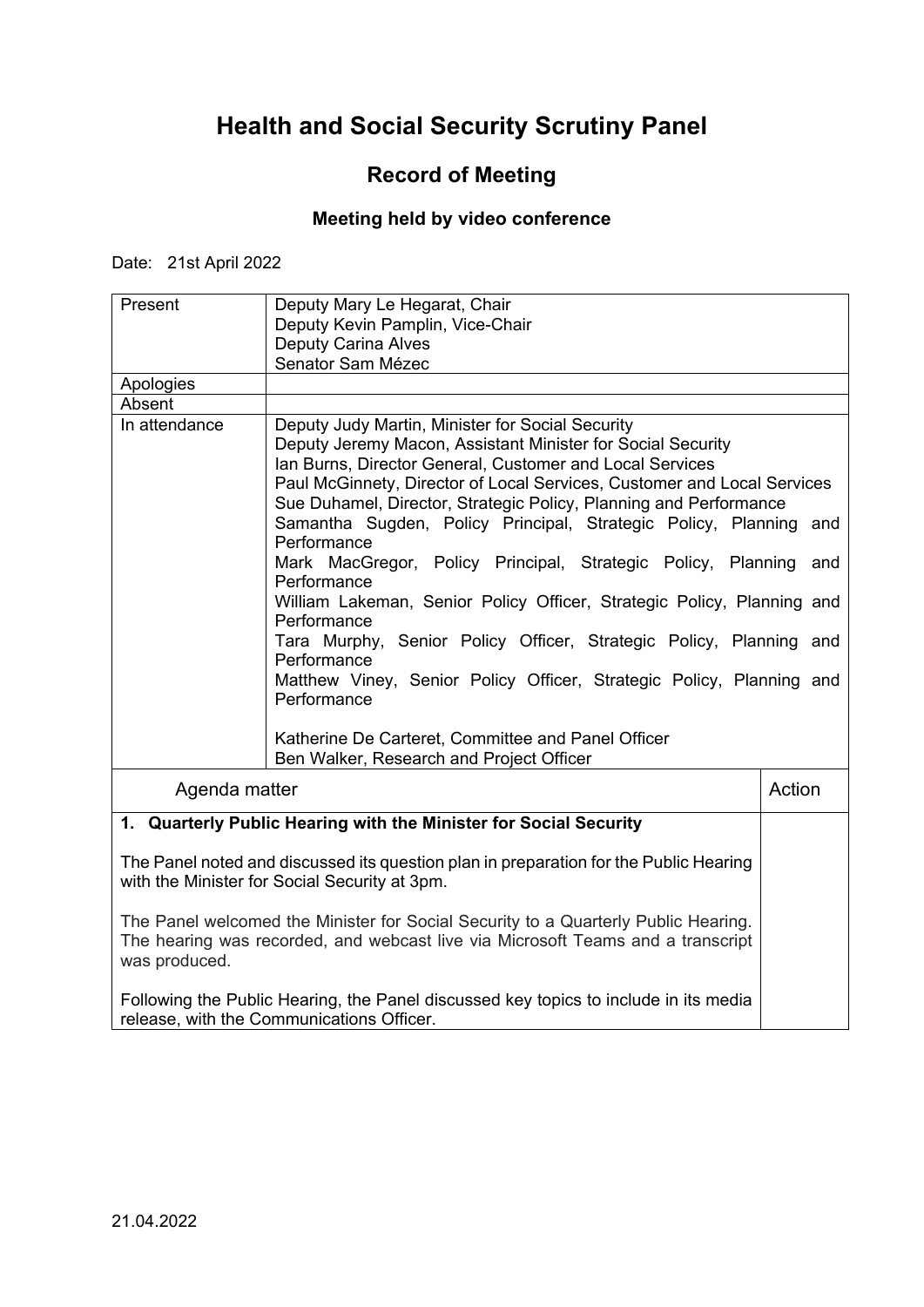# Health and Social Security Scrutiny Panel

## Record of Meeting

### Meeting held by video conference

Date: 21st April 2022

| | |
|---|---|
| Present | Deputy Mary Le Hegarat, Chair<br>Deputy Kevin Pamplin, Vice-Chair<br>Deputy Carina Alves<br>Senator Sam Mézec |
| Apologies | |
| Absent | |
| In attendance | Deputy Judy Martin, Minister for Social Security<br>Deputy Jeremy Macon, Assistant Minister for Social Security<br>Ian Burns, Director General, Customer and Local Services<br>Paul McGinnety, Director of Local Services, Customer and Local Services<br>Sue Duhamel, Director, Strategic Policy, Planning and Performance<br>Samantha Sugden, Policy Principal, Strategic Policy, Planning and Performance<br>Mark MacGregor, Policy Principal, Strategic Policy, Planning and Performance<br>William Lakeman, Senior Policy Officer, Strategic Policy, Planning and Performance<br>Tara Murphy, Senior Policy Officer, Strategic Policy, Planning and Performance<br>Matthew Viney, Senior Policy Officer, Strategic Policy, Planning and Performance<br><br>Katherine De Carteret, Committee and Panel Officer<br>Ben Walker, Research and Project Officer |

| Agenda matter | Action |
|---|---|
| **1. Quarterly Public Hearing with the Minister for Social Security**<br><br>The Panel noted and discussed its question plan in preparation for the Public Hearing with the Minister for Social Security at 3pm.<br><br>The Panel welcomed the Minister for Social Security to a Quarterly Public Hearing. The hearing was recorded, and webcast live via Microsoft Teams and a transcript was produced.<br><br>Following the Public Hearing, the Panel discussed key topics to include in its media release, with the Communications Officer. | |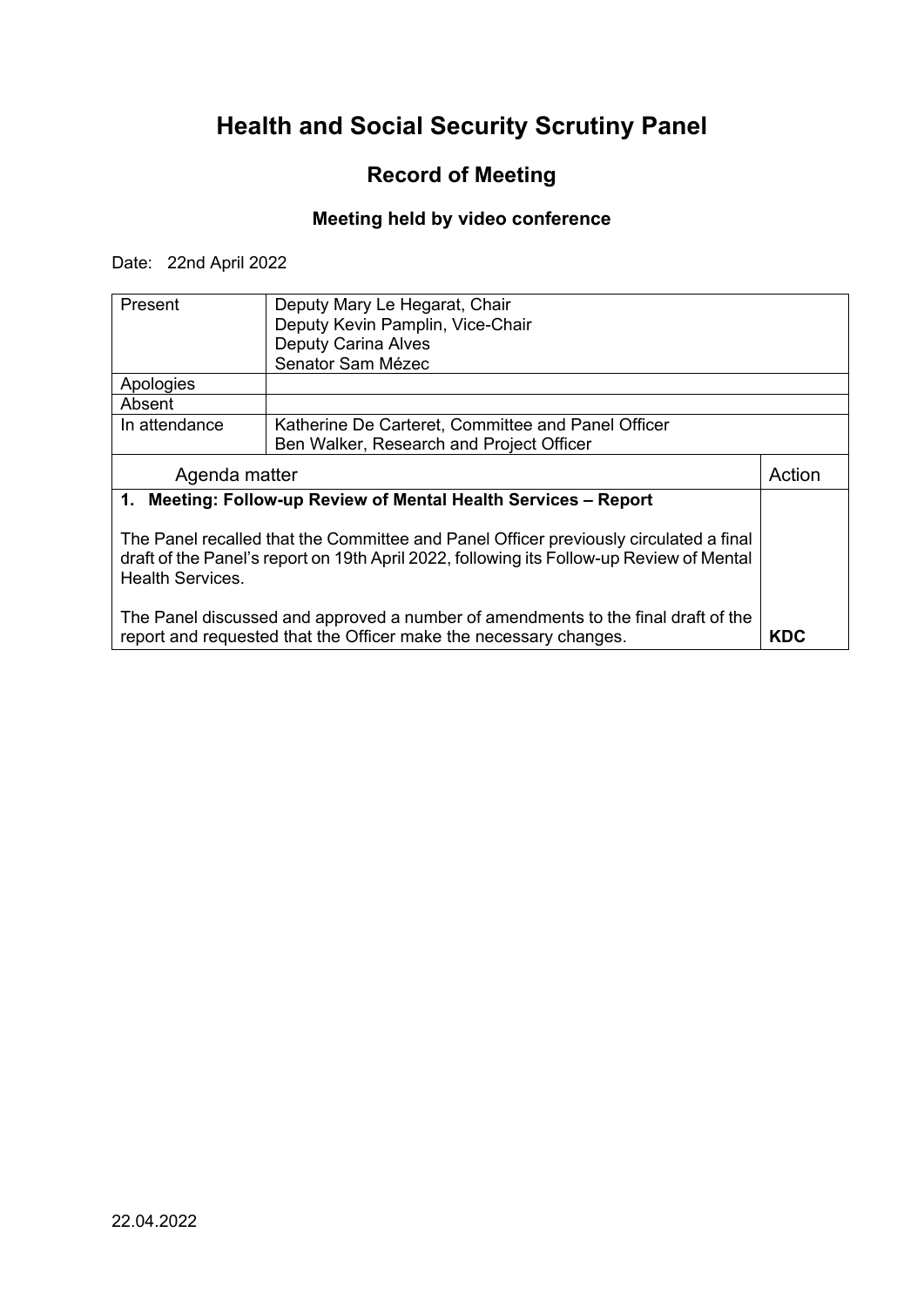# Health and Social Security Scrutiny Panel

## Record of Meeting

### Meeting held by video conference

Date: 22nd April 2022

| Present | Deputy Mary Le Hegarat, Chair<br>Deputy Kevin Pamplin, Vice-Chair<br>Deputy Carina Alves<br>Senator Sam Mézec |
|---|---|
| Apologies | |
| Absent | |
| In attendance | Katherine De Carteret, Committee and Panel Officer<br>Ben Walker, Research and Project Officer |

| Agenda matter | Action |
|---|---|
| **1. Meeting: Follow-up Review of Mental Health Services – Report**<br><br>The Panel recalled that the Committee and Panel Officer previously circulated a final draft of the Panel's report on 19th April 2022, following its Follow-up Review of Mental Health Services.<br><br>The Panel discussed and approved a number of amendments to the final draft of the report and requested that the Officer make the necessary changes. | **KDC** |

22.04.2022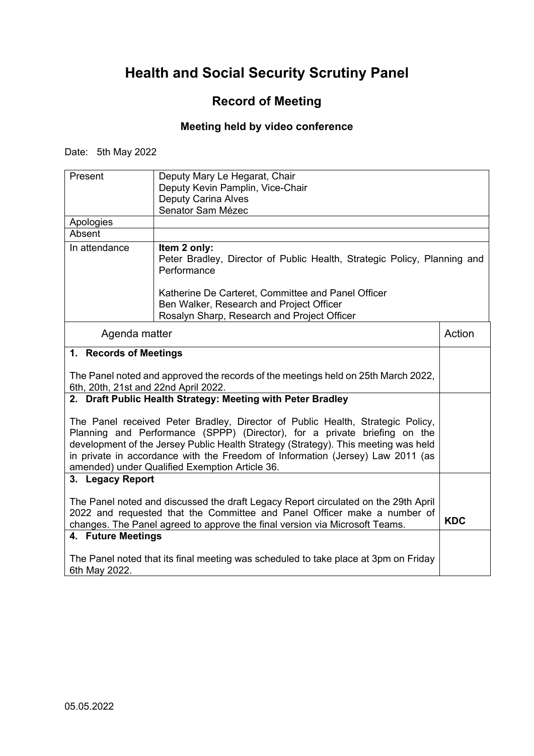# Health and Social Security Scrutiny Panel

## Record of Meeting

### Meeting held by video conference

Date: 5th May 2022

| | |
|---|---|
| Present | Deputy Mary Le Hegarat, Chair<br>Deputy Kevin Pamplin, Vice-Chair<br>Deputy Carina Alves<br>Senator Sam Mézec |
| Apologies | |
| Absent | |
| In attendance | **Item 2 only:**<br>Peter Bradley, Director of Public Health, Strategic Policy, Planning and Performance<br><br>Katherine De Carteret, Committee and Panel Officer<br>Ben Walker, Research and Project Officer<br>Rosalyn Sharp, Research and Project Officer |

| Agenda matter | Action |
|---|---|
| **1. Records of Meetings**<br><br>The Panel noted and approved the records of the meetings held on 25th March 2022, 6th, 20th, 21st and 22nd April 2022. | |
| **2. Draft Public Health Strategy: Meeting with Peter Bradley**<br><br>The Panel received Peter Bradley, Director of Public Health, Strategic Policy, Planning and Performance (SPPP) (Director), for a private briefing on the development of the Jersey Public Health Strategy (Strategy). This meeting was held in private in accordance with the Freedom of Information (Jersey) Law 2011 (as amended) under Qualified Exemption Article 36. | |
| **3. Legacy Report**<br><br>The Panel noted and discussed the draft Legacy Report circulated on the 29th April 2022 and requested that the Committee and Panel Officer make a number of changes. The Panel agreed to approve the final version via Microsoft Teams. | **KDC** |
| **4. Future Meetings**<br><br>The Panel noted that its final meeting was scheduled to take place at 3pm on Friday 6th May 2022. | |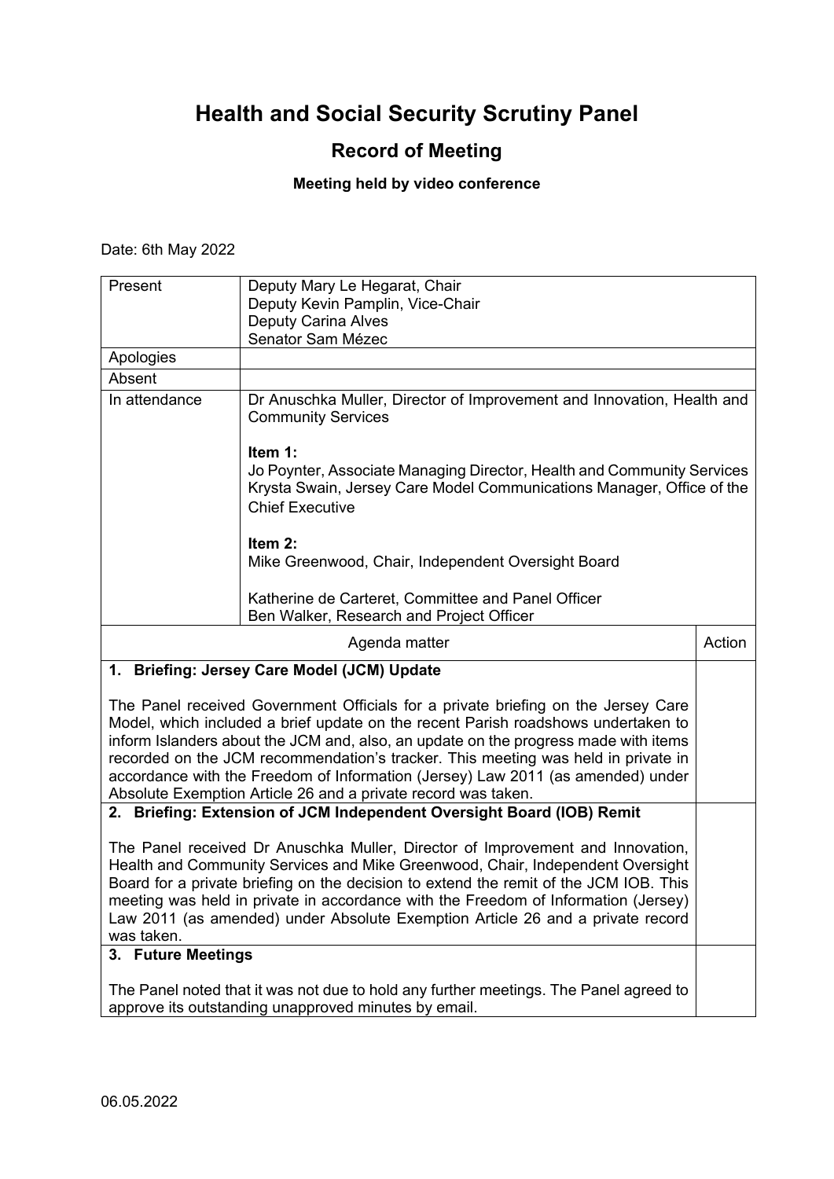# Health and Social Security Scrutiny Panel

## Record of Meeting

### Meeting held by video conference

Date: 6th May 2022

| | |
|---|---|
| Present | Deputy Mary Le Hegarat, Chair<br>Deputy Kevin Pamplin, Vice-Chair<br>Deputy Carina Alves<br>Senator Sam Mézec |
| Apologies | |
| Absent | |
| In attendance | Dr Anuschka Muller, Director of Improvement and Innovation, Health and Community Services<br><br>**Item 1:**<br>Jo Poynter, Associate Managing Director, Health and Community Services<br>Krysta Swain, Jersey Care Model Communications Manager, Office of the Chief Executive<br><br>**Item 2:**<br>Mike Greenwood, Chair, Independent Oversight Board<br><br>Katherine de Carteret, Committee and Panel Officer<br>Ben Walker, Research and Project Officer |

| Agenda matter | Action |
|---|---|
| **1. Briefing: Jersey Care Model (JCM) Update**<br><br>The Panel received Government Officials for a private briefing on the Jersey Care Model, which included a brief update on the recent Parish roadshows undertaken to inform Islanders about the JCM and, also, an update on the progress made with items recorded on the JCM recommendation's tracker. This meeting was held in private in accordance with the Freedom of Information (Jersey) Law 2011 (as amended) under Absolute Exemption Article 26 and a private record was taken. | |
| **2. Briefing: Extension of JCM Independent Oversight Board (IOB) Remit**<br><br>The Panel received Dr Anuschka Muller, Director of Improvement and Innovation, Health and Community Services and Mike Greenwood, Chair, Independent Oversight Board for a private briefing on the decision to extend the remit of the JCM IOB. This meeting was held in private in accordance with the Freedom of Information (Jersey) Law 2011 (as amended) under Absolute Exemption Article 26 and a private record was taken. | |
| **3. Future Meetings**<br><br>The Panel noted that it was not due to hold any further meetings. The Panel agreed to approve its outstanding unapproved minutes by email. | |